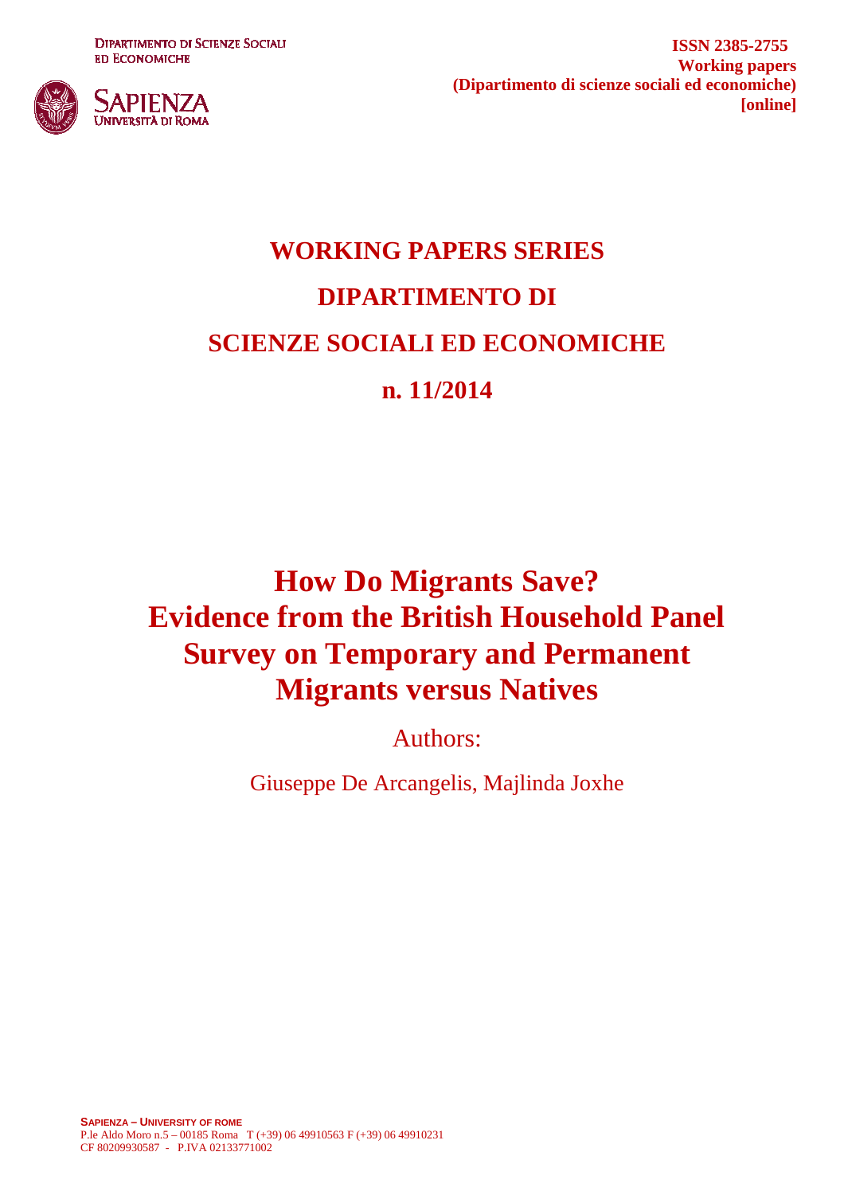DIPARTIMENTO DI SCIENZE SOCIALI ED ECONOMICHE

SAPIENZA UNIVERSITÀ DI ROMA

**ISSN 2385-2755**
**Working papers**
**(Dipartimento di scienze sociali ed economiche)**
**[online]**

# WORKING PAPERS SERIES

# DIPARTIMENTO DI

# SCIENZE SOCIALI ED ECONOMICHE

# n. 11/2014

# How Do Migrants Save? Evidence from the British Household Panel Survey on Temporary and Permanent Migrants versus Natives

Authors:

Giuseppe De Arcangelis, Majlinda Joxhe

**SAPIENZA – UNIVERSITY OF ROME**
P.le Aldo Moro n.5 – 00185 Roma T (+39) 06 49910563 F (+39) 06 49910231
CF 80209930587 - P.IVA 02133771002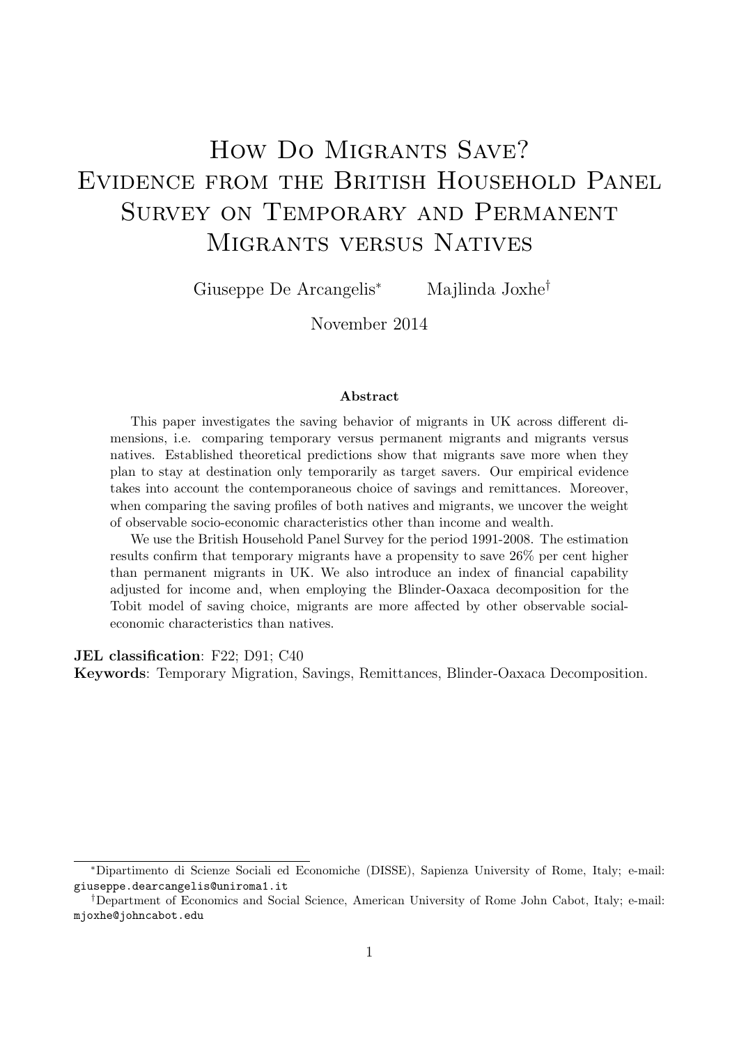# How Do Migrants Save? Evidence from the British Household Panel Survey on Temporary and Permanent Migrants versus Natives

Giuseppe De Arcangelis[*] Majlinda Joxhe[†]

November 2014

### Abstract

This paper investigates the saving behavior of migrants in UK across different dimensions, i.e. comparing temporary versus permanent migrants and migrants versus natives. Established theoretical predictions show that migrants save more when they plan to stay at destination only temporarily as target savers. Our empirical evidence takes into account the contemporaneous choice of savings and remittances. Moreover, when comparing the saving profiles of both natives and migrants, we uncover the weight of observable socio-economic characteristics other than income and wealth.

We use the British Household Panel Survey for the period 1991-2008. The estimation results confirm that temporary migrants have a propensity to save 26% per cent higher than permanent migrants in UK. We also introduce an index of financial capability adjusted for income and, when employing the Blinder-Oaxaca decomposition for the Tobit model of saving choice, migrants are more affected by other observable social-economic characteristics than natives.

**JEL classification**: F22; D91; C40

**Keywords**: Temporary Migration, Savings, Remittances, Blinder-Oaxaca Decomposition.

---

[*] Dipartimento di Scienze Sociali ed Economiche (DISSE), Sapienza University of Rome, Italy; e-mail: `giuseppe.dearcangelis@uniroma1.it`

[†] Department of Economics and Social Science, American University of Rome John Cabot, Italy; e-mail: `mjoxhe@johncabot.edu`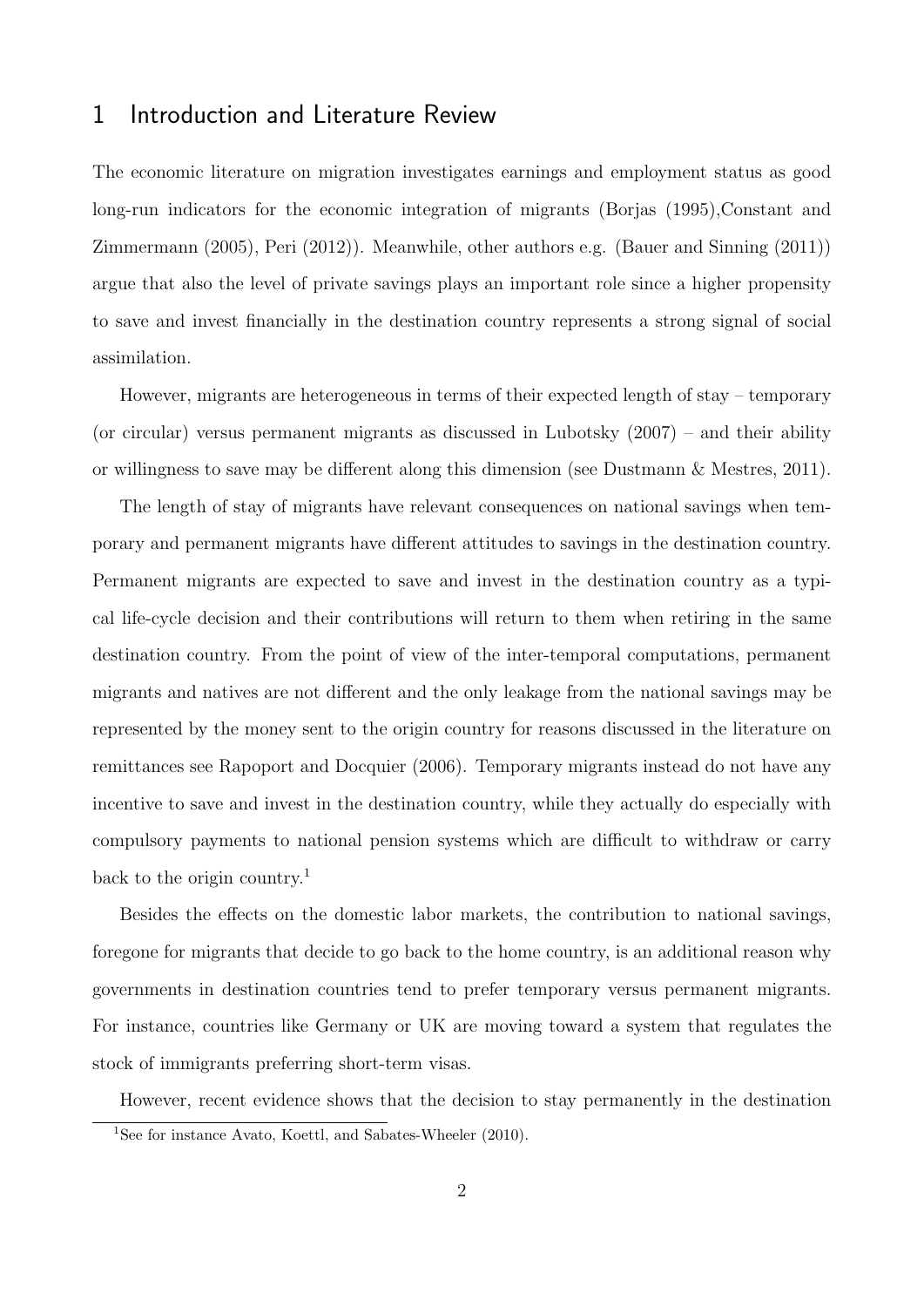# 1 Introduction and Literature Review

The economic literature on migration investigates earnings and employment status as good long-run indicators for the economic integration of migrants (Borjas (1995),Constant and Zimmermann (2005), Peri (2012)). Meanwhile, other authors e.g. (Bauer and Sinning (2011)) argue that also the level of private savings plays an important role since a higher propensity to save and invest financially in the destination country represents a strong signal of social assimilation.

However, migrants are heterogeneous in terms of their expected length of stay – temporary (or circular) versus permanent migrants as discussed in Lubotsky (2007) – and their ability or willingness to save may be different along this dimension (see Dustmann & Mestres, 2011).

The length of stay of migrants have relevant consequences on national savings when temporary and permanent migrants have different attitudes to savings in the destination country. Permanent migrants are expected to save and invest in the destination country as a typical life-cycle decision and their contributions will return to them when retiring in the same destination country. From the point of view of the inter-temporal computations, permanent migrants and natives are not different and the only leakage from the national savings may be represented by the money sent to the origin country for reasons discussed in the literature on remittances see Rapoport and Docquier (2006). Temporary migrants instead do not have any incentive to save and invest in the destination country, while they actually do especially with compulsory payments to national pension systems which are difficult to withdraw or carry back to the origin country.[1]

Besides the effects on the domestic labor markets, the contribution to national savings, foregone for migrants that decide to go back to the home country, is an additional reason why governments in destination countries tend to prefer temporary versus permanent migrants. For instance, countries like Germany or UK are moving toward a system that regulates the stock of immigrants preferring short-term visas.

However, recent evidence shows that the decision to stay permanently in the destination

[1] See for instance Avato, Koettl, and Sabates-Wheeler (2010).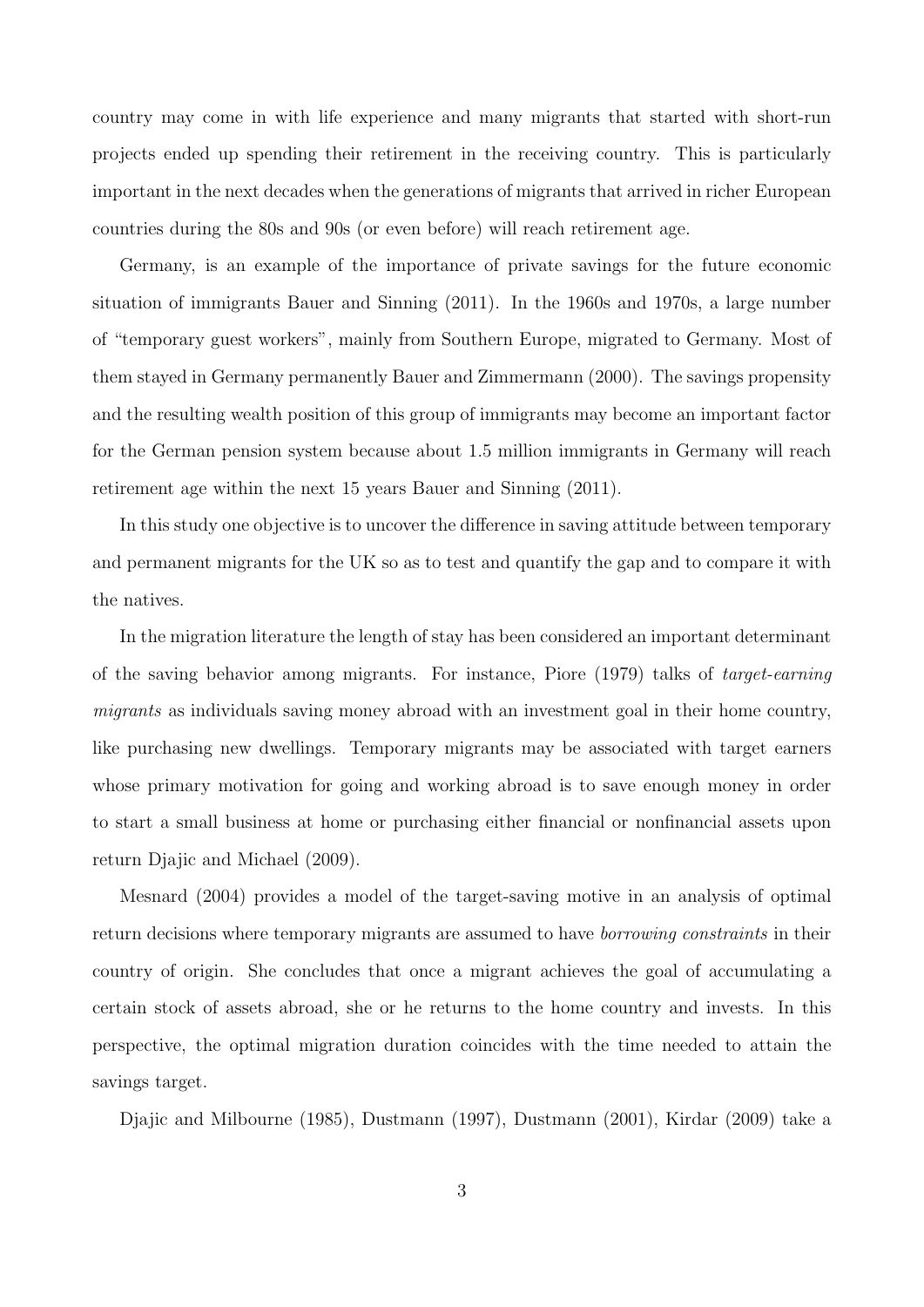country may come in with life experience and many migrants that started with short-run projects ended up spending their retirement in the receiving country. This is particularly important in the next decades when the generations of migrants that arrived in richer European countries during the 80s and 90s (or even before) will reach retirement age.

Germany, is an example of the importance of private savings for the future economic situation of immigrants Bauer and Sinning (2011). In the 1960s and 1970s, a large number of "temporary guest workers", mainly from Southern Europe, migrated to Germany. Most of them stayed in Germany permanently Bauer and Zimmermann (2000). The savings propensity and the resulting wealth position of this group of immigrants may become an important factor for the German pension system because about 1.5 million immigrants in Germany will reach retirement age within the next 15 years Bauer and Sinning (2011).

In this study one objective is to uncover the difference in saving attitude between temporary and permanent migrants for the UK so as to test and quantify the gap and to compare it with the natives.

In the migration literature the length of stay has been considered an important determinant of the saving behavior among migrants. For instance, Piore (1979) talks of *target-earning migrants* as individuals saving money abroad with an investment goal in their home country, like purchasing new dwellings. Temporary migrants may be associated with target earners whose primary motivation for going and working abroad is to save enough money in order to start a small business at home or purchasing either financial or nonfinancial assets upon return Djajic and Michael (2009).

Mesnard (2004) provides a model of the target-saving motive in an analysis of optimal return decisions where temporary migrants are assumed to have *borrowing constraints* in their country of origin. She concludes that once a migrant achieves the goal of accumulating a certain stock of assets abroad, she or he returns to the home country and invests. In this perspective, the optimal migration duration coincides with the time needed to attain the savings target.

Djajic and Milbourne (1985), Dustmann (1997), Dustmann (2001), Kirdar (2009) take a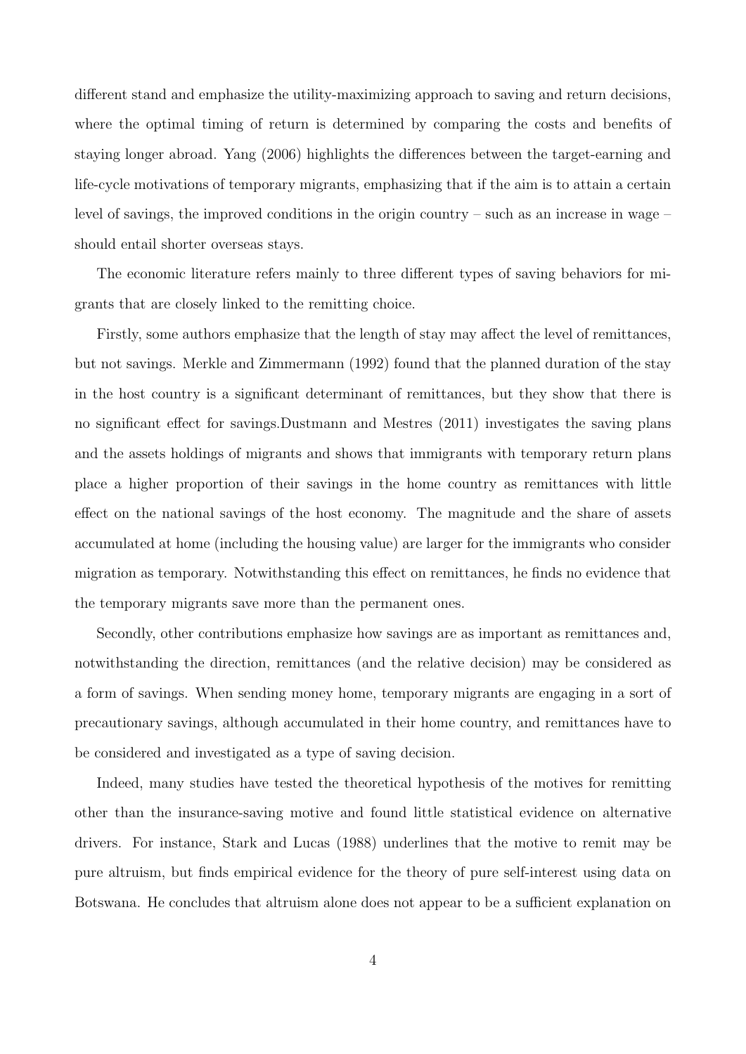different stand and emphasize the utility-maximizing approach to saving and return decisions, where the optimal timing of return is determined by comparing the costs and benefits of staying longer abroad. Yang (2006) highlights the differences between the target-earning and life-cycle motivations of temporary migrants, emphasizing that if the aim is to attain a certain level of savings, the improved conditions in the origin country – such as an increase in wage – should entail shorter overseas stays.

The economic literature refers mainly to three different types of saving behaviors for migrants that are closely linked to the remitting choice.

Firstly, some authors emphasize that the length of stay may affect the level of remittances, but not savings. Merkle and Zimmermann (1992) found that the planned duration of the stay in the host country is a significant determinant of remittances, but they show that there is no significant effect for savings.Dustmann and Mestres (2011) investigates the saving plans and the assets holdings of migrants and shows that immigrants with temporary return plans place a higher proportion of their savings in the home country as remittances with little effect on the national savings of the host economy. The magnitude and the share of assets accumulated at home (including the housing value) are larger for the immigrants who consider migration as temporary. Notwithstanding this effect on remittances, he finds no evidence that the temporary migrants save more than the permanent ones.

Secondly, other contributions emphasize how savings are as important as remittances and, notwithstanding the direction, remittances (and the relative decision) may be considered as a form of savings. When sending money home, temporary migrants are engaging in a sort of precautionary savings, although accumulated in their home country, and remittances have to be considered and investigated as a type of saving decision.

Indeed, many studies have tested the theoretical hypothesis of the motives for remitting other than the insurance-saving motive and found little statistical evidence on alternative drivers. For instance, Stark and Lucas (1988) underlines that the motive to remit may be pure altruism, but finds empirical evidence for the theory of pure self-interest using data on Botswana. He concludes that altruism alone does not appear to be a sufficient explanation on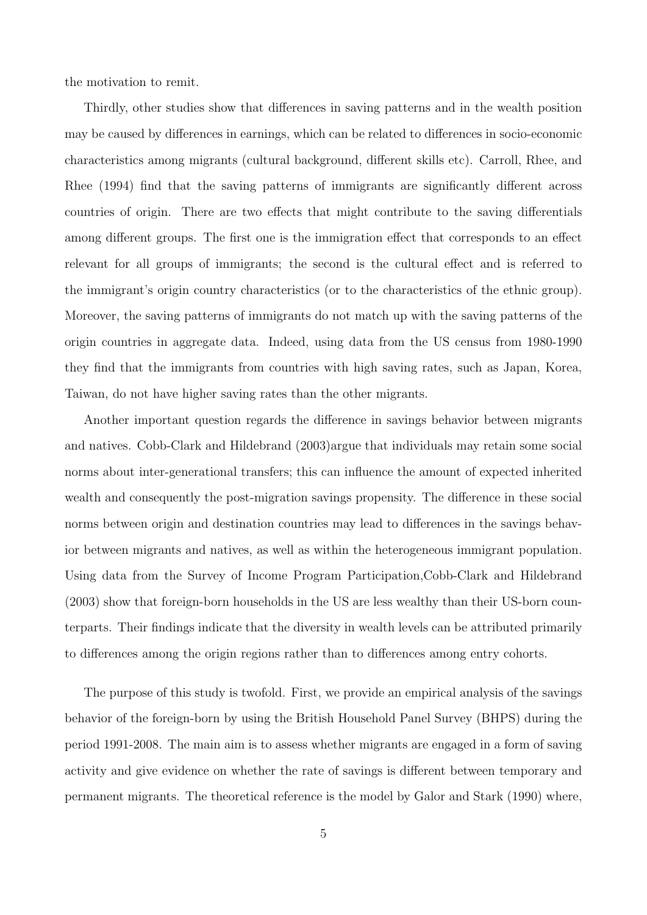the motivation to remit.

Thirdly, other studies show that differences in saving patterns and in the wealth position may be caused by differences in earnings, which can be related to differences in socio-economic characteristics among migrants (cultural background, different skills etc). Carroll, Rhee, and Rhee (1994) find that the saving patterns of immigrants are significantly different across countries of origin. There are two effects that might contribute to the saving differentials among different groups. The first one is the immigration effect that corresponds to an effect relevant for all groups of immigrants; the second is the cultural effect and is referred to the immigrant's origin country characteristics (or to the characteristics of the ethnic group). Moreover, the saving patterns of immigrants do not match up with the saving patterns of the origin countries in aggregate data. Indeed, using data from the US census from 1980-1990 they find that the immigrants from countries with high saving rates, such as Japan, Korea, Taiwan, do not have higher saving rates than the other migrants.

Another important question regards the difference in savings behavior between migrants and natives. Cobb-Clark and Hildebrand (2003)argue that individuals may retain some social norms about inter-generational transfers; this can influence the amount of expected inherited wealth and consequently the post-migration savings propensity. The difference in these social norms between origin and destination countries may lead to differences in the savings behavior between migrants and natives, as well as within the heterogeneous immigrant population. Using data from the Survey of Income Program Participation,Cobb-Clark and Hildebrand (2003) show that foreign-born households in the US are less wealthy than their US-born counterparts. Their findings indicate that the diversity in wealth levels can be attributed primarily to differences among the origin regions rather than to differences among entry cohorts.

The purpose of this study is twofold. First, we provide an empirical analysis of the savings behavior of the foreign-born by using the British Household Panel Survey (BHPS) during the period 1991-2008. The main aim is to assess whether migrants are engaged in a form of saving activity and give evidence on whether the rate of savings is different between temporary and permanent migrants. The theoretical reference is the model by Galor and Stark (1990) where,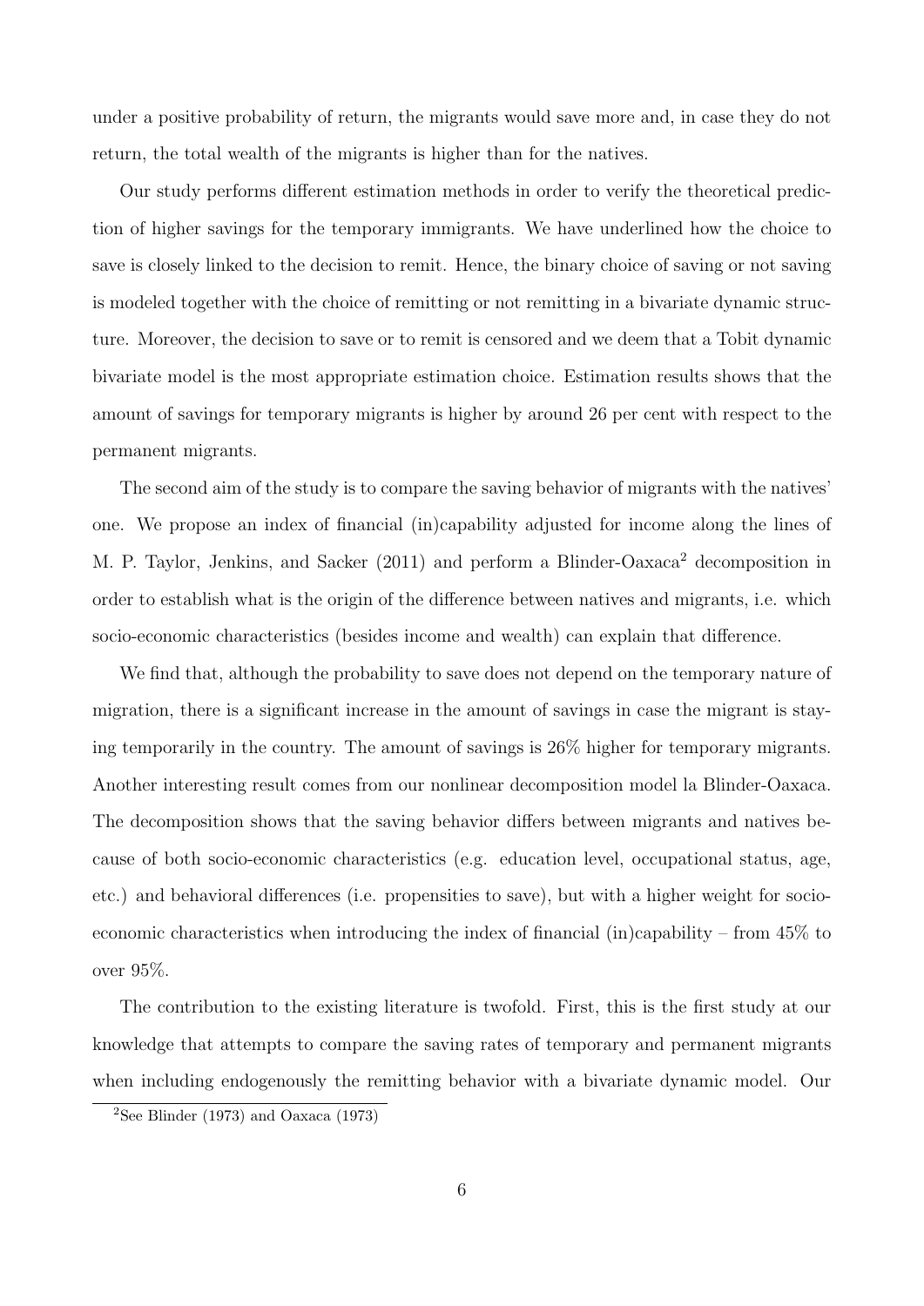under a positive probability of return, the migrants would save more and, in case they do not return, the total wealth of the migrants is higher than for the natives.

Our study performs different estimation methods in order to verify the theoretical prediction of higher savings for the temporary immigrants. We have underlined how the choice to save is closely linked to the decision to remit. Hence, the binary choice of saving or not saving is modeled together with the choice of remitting or not remitting in a bivariate dynamic structure. Moreover, the decision to save or to remit is censored and we deem that a Tobit dynamic bivariate model is the most appropriate estimation choice. Estimation results shows that the amount of savings for temporary migrants is higher by around 26 per cent with respect to the permanent migrants.

The second aim of the study is to compare the saving behavior of migrants with the natives' one. We propose an index of financial (in)capability adjusted for income along the lines of M. P. Taylor, Jenkins, and Sacker (2011) and perform a Blinder-Oaxaca[2] decomposition in order to establish what is the origin of the difference between natives and migrants, i.e. which socio-economic characteristics (besides income and wealth) can explain that difference.

We find that, although the probability to save does not depend on the temporary nature of migration, there is a significant increase in the amount of savings in case the migrant is staying temporarily in the country. The amount of savings is 26% higher for temporary migrants. Another interesting result comes from our nonlinear decomposition model la Blinder-Oaxaca. The decomposition shows that the saving behavior differs between migrants and natives because of both socio-economic characteristics (e.g. education level, occupational status, age, etc.) and behavioral differences (i.e. propensities to save), but with a higher weight for socio-economic characteristics when introducing the index of financial (in)capability – from 45% to over 95%.

The contribution to the existing literature is twofold. First, this is the first study at our knowledge that attempts to compare the saving rates of temporary and permanent migrants when including endogenously the remitting behavior with a bivariate dynamic model. Our

[2] See Blinder (1973) and Oaxaca (1973)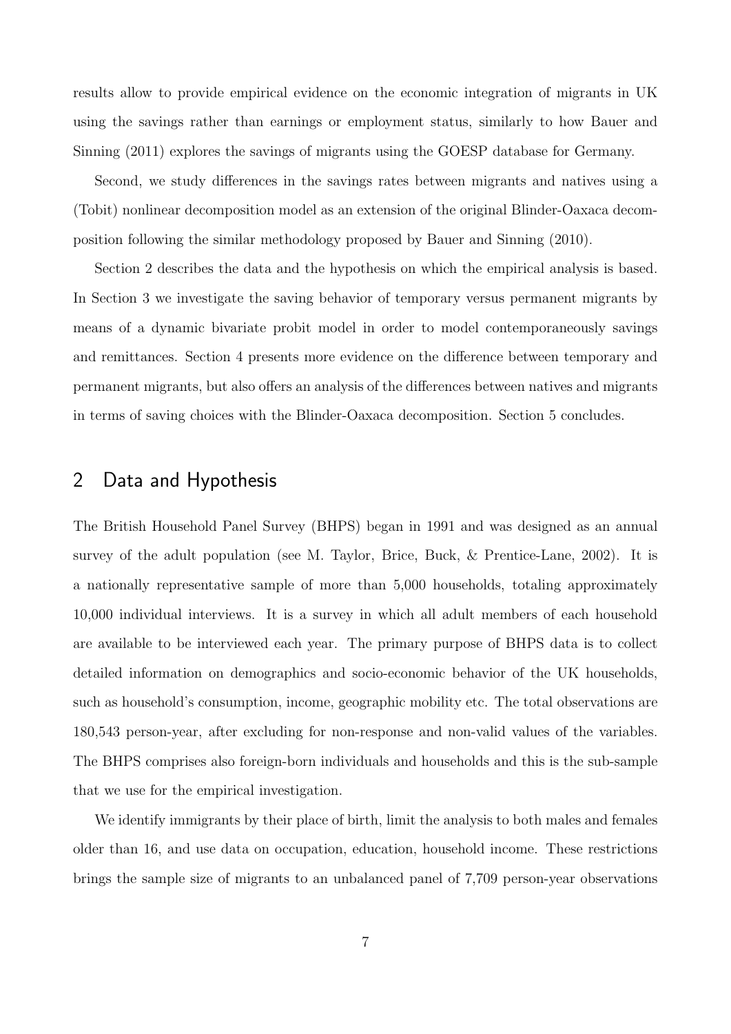results allow to provide empirical evidence on the economic integration of migrants in UK using the savings rather than earnings or employment status, similarly to how Bauer and Sinning (2011) explores the savings of migrants using the GOESP database for Germany.

Second, we study differences in the savings rates between migrants and natives using a (Tobit) nonlinear decomposition model as an extension of the original Blinder-Oaxaca decomposition following the similar methodology proposed by Bauer and Sinning (2010).

Section 2 describes the data and the hypothesis on which the empirical analysis is based. In Section 3 we investigate the saving behavior of temporary versus permanent migrants by means of a dynamic bivariate probit model in order to model contemporaneously savings and remittances. Section 4 presents more evidence on the difference between temporary and permanent migrants, but also offers an analysis of the differences between natives and migrants in terms of saving choices with the Blinder-Oaxaca decomposition. Section 5 concludes.

## 2 Data and Hypothesis

The British Household Panel Survey (BHPS) began in 1991 and was designed as an annual survey of the adult population (see M. Taylor, Brice, Buck, & Prentice-Lane, 2002). It is a nationally representative sample of more than 5,000 households, totaling approximately 10,000 individual interviews. It is a survey in which all adult members of each household are available to be interviewed each year. The primary purpose of BHPS data is to collect detailed information on demographics and socio-economic behavior of the UK households, such as household's consumption, income, geographic mobility etc. The total observations are 180,543 person-year, after excluding for non-response and non-valid values of the variables. The BHPS comprises also foreign-born individuals and households and this is the sub-sample that we use for the empirical investigation.

We identify immigrants by their place of birth, limit the analysis to both males and females older than 16, and use data on occupation, education, household income. These restrictions brings the sample size of migrants to an unbalanced panel of 7,709 person-year observations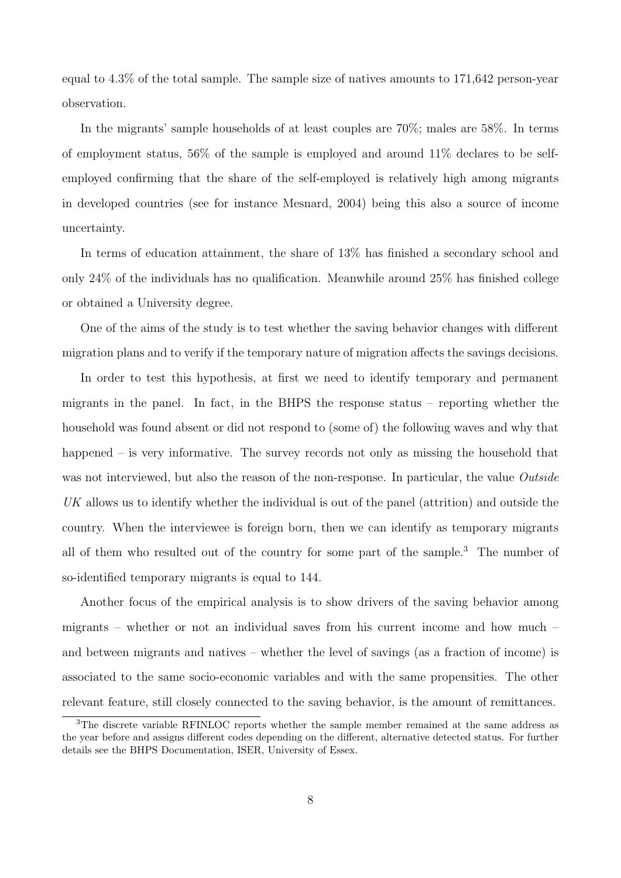equal to 4.3% of the total sample. The sample size of natives amounts to 171,642 person-year observation.

In the migrants' sample households of at least couples are 70%; males are 58%. In terms of employment status, 56% of the sample is employed and around 11% declares to be self-employed confirming that the share of the self-employed is relatively high among migrants in developed countries (see for instance Mesnard, 2004) being this also a source of income uncertainty.

In terms of education attainment, the share of 13% has finished a secondary school and only 24% of the individuals has no qualification. Meanwhile around 25% has finished college or obtained a University degree.

One of the aims of the study is to test whether the saving behavior changes with different migration plans and to verify if the temporary nature of migration affects the savings decisions.

In order to test this hypothesis, at first we need to identify temporary and permanent migrants in the panel. In fact, in the BHPS the response status – reporting whether the household was found absent or did not respond to (some of) the following waves and why that happened – is very informative. The survey records not only as missing the household that was not interviewed, but also the reason of the non-response. In particular, the value *Outside UK* allows us to identify whether the individual is out of the panel (attrition) and outside the country. When the interviewee is foreign born, then we can identify as temporary migrants all of them who resulted out of the country for some part of the sample.[3] The number of so-identified temporary migrants is equal to 144.

Another focus of the empirical analysis is to show drivers of the saving behavior among migrants – whether or not an individual saves from his current income and how much – and between migrants and natives – whether the level of savings (as a fraction of income) is associated to the same socio-economic variables and with the same propensities. The other relevant feature, still closely connected to the saving behavior, is the amount of remittances.

[3]The discrete variable RFINLOC reports whether the sample member remained at the same address as the year before and assigns different codes depending on the different, alternative detected status. For further details see the BHPS Documentation, ISER, University of Essex.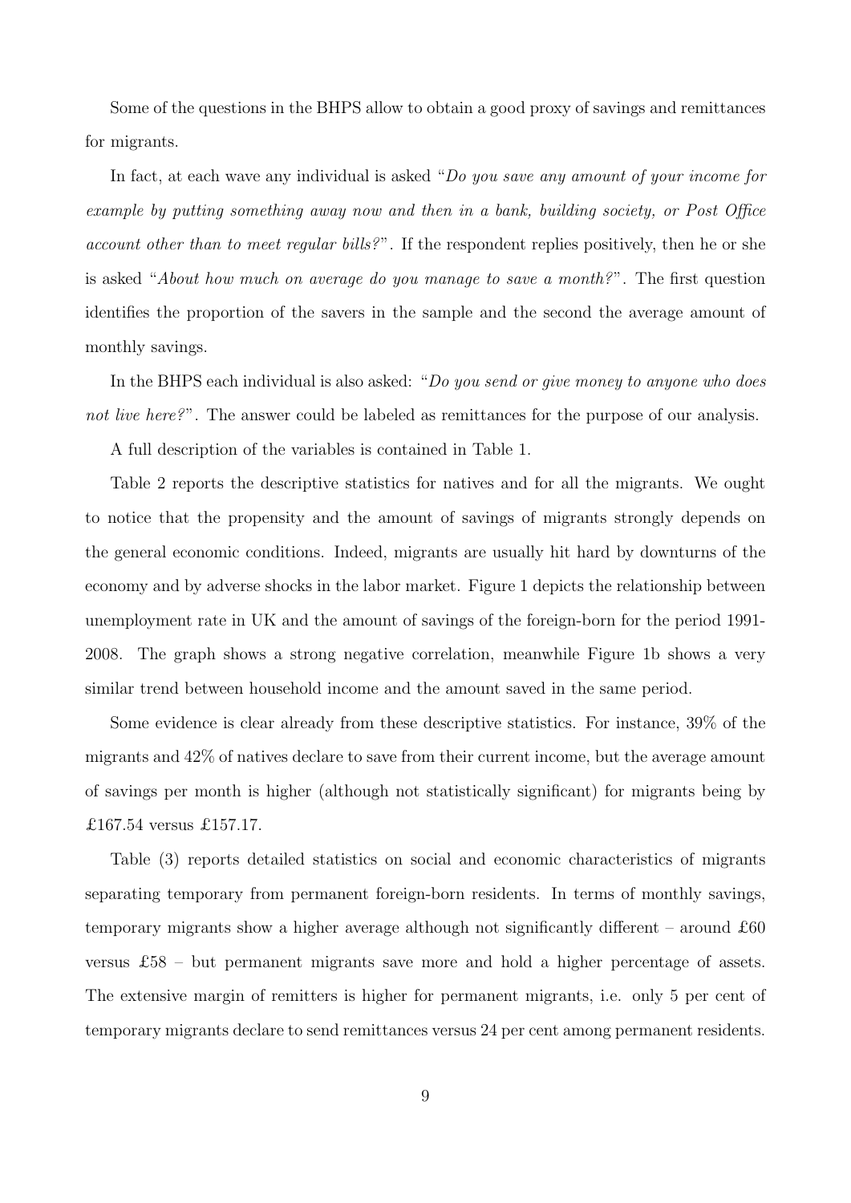Some of the questions in the BHPS allow to obtain a good proxy of savings and remittances for migrants.

In fact, at each wave any individual is asked "*Do you save any amount of your income for example by putting something away now and then in a bank, building society, or Post Office account other than to meet regular bills?*". If the respondent replies positively, then he or she is asked "*About how much on average do you manage to save a month?*". The first question identifies the proportion of the savers in the sample and the second the average amount of monthly savings.

In the BHPS each individual is also asked: "*Do you send or give money to anyone who does not live here?*". The answer could be labeled as remittances for the purpose of our analysis.

A full description of the variables is contained in Table 1.

Table 2 reports the descriptive statistics for natives and for all the migrants. We ought to notice that the propensity and the amount of savings of migrants strongly depends on the general economic conditions. Indeed, migrants are usually hit hard by downturns of the economy and by adverse shocks in the labor market. Figure 1 depicts the relationship between unemployment rate in UK and the amount of savings of the foreign-born for the period 1991-2008. The graph shows a strong negative correlation, meanwhile Figure 1b shows a very similar trend between household income and the amount saved in the same period.

Some evidence is clear already from these descriptive statistics. For instance, 39% of the migrants and 42% of natives declare to save from their current income, but the average amount of savings per month is higher (although not statistically significant) for migrants being by £167.54 versus £157.17.

Table (3) reports detailed statistics on social and economic characteristics of migrants separating temporary from permanent foreign-born residents. In terms of monthly savings, temporary migrants show a higher average although not significantly different – around £60 versus £58 – but permanent migrants save more and hold a higher percentage of assets. The extensive margin of remitters is higher for permanent migrants, i.e. only 5 per cent of temporary migrants declare to send remittances versus 24 per cent among permanent residents.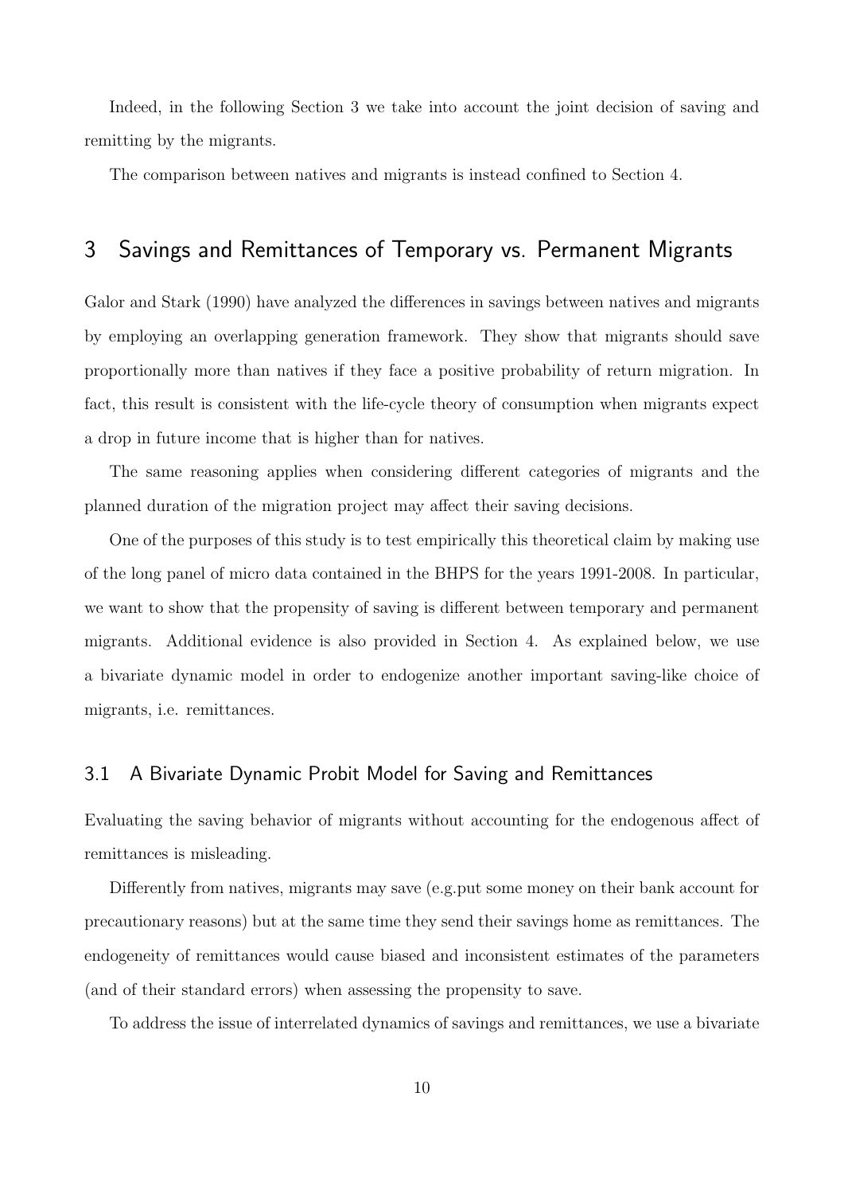Indeed, in the following Section 3 we take into account the joint decision of saving and remitting by the migrants.

The comparison between natives and migrants is instead confined to Section 4.

## 3 Savings and Remittances of Temporary vs. Permanent Migrants

Galor and Stark (1990) have analyzed the differences in savings between natives and migrants by employing an overlapping generation framework. They show that migrants should save proportionally more than natives if they face a positive probability of return migration. In fact, this result is consistent with the life-cycle theory of consumption when migrants expect a drop in future income that is higher than for natives.

The same reasoning applies when considering different categories of migrants and the planned duration of the migration project may affect their saving decisions.

One of the purposes of this study is to test empirically this theoretical claim by making use of the long panel of micro data contained in the BHPS for the years 1991-2008. In particular, we want to show that the propensity of saving is different between temporary and permanent migrants. Additional evidence is also provided in Section 4. As explained below, we use a bivariate dynamic model in order to endogenize another important saving-like choice of migrants, i.e. remittances.

### 3.1 A Bivariate Dynamic Probit Model for Saving and Remittances

Evaluating the saving behavior of migrants without accounting for the endogenous affect of remittances is misleading.

Differently from natives, migrants may save (e.g.put some money on their bank account for precautionary reasons) but at the same time they send their savings home as remittances. The endogeneity of remittances would cause biased and inconsistent estimates of the parameters (and of their standard errors) when assessing the propensity to save.

To address the issue of interrelated dynamics of savings and remittances, we use a bivariate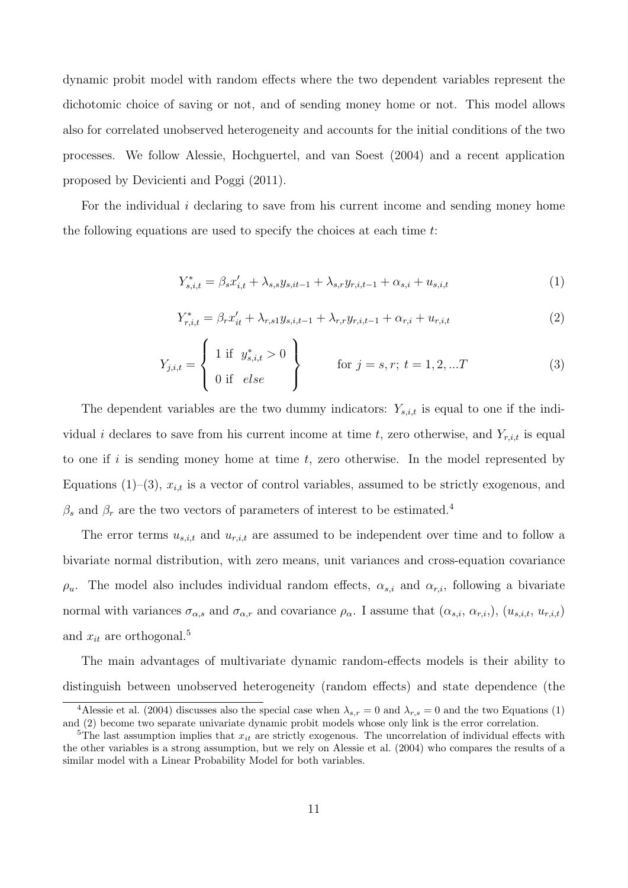dynamic probit model with random effects where the two dependent variables represent the dichotomic choice of saving or not, and of sending money home or not. This model allows also for correlated unobserved heterogeneity and accounts for the initial conditions of the two processes. We follow Alessie, Hochguertel, and van Soest (2004) and a recent application proposed by Devicienti and Poggi (2011).

For the individual $i$ declaring to save from his current income and sending money home the following equations are used to specify the choices at each time $t$:

$$Y^*_{s,i,t} = \beta_s x'_{i,t} + \lambda_{s,s} y_{s,it-1} + \lambda_{s,r} y_{r,i,t-1} + \alpha_{s,i} + u_{s,i,t} \tag{1}$$

$$Y^*_{r,i,t} = \beta_r x'_{it} + \lambda_{r,s1} y_{s,i,t-1} + \lambda_{r,r} y_{r,i,t-1} + \alpha_{r,i} + u_{r,i,t} \tag{2}$$

$$Y_{j,i,t} = \left\{ \begin{array}{l} 1 \text{ if } \; y^*_{s,i,t} > 0 \\ 0 \text{ if } \; else \end{array} \right\} \qquad \text{for } j = s, r; \; t = 1, 2, ...T \tag{3}$$

The dependent variables are the two dummy indicators: $Y_{s,i,t}$ is equal to one if the individual $i$ declares to save from his current income at time $t$, zero otherwise, and $Y_{r,i,t}$ is equal to one if $i$ is sending money home at time $t$, zero otherwise. In the model represented by Equations (1)–(3), $x_{i,t}$ is a vector of control variables, assumed to be strictly exogenous, and $\beta_s$ and $\beta_r$ are the two vectors of parameters of interest to be estimated.[4]

The error terms $u_{s,i,t}$ and $u_{r,i,t}$ are assumed to be independent over time and to follow a bivariate normal distribution, with zero means, unit variances and cross-equation covariance $\rho_u$. The model also includes individual random effects, $\alpha_{s,i}$ and $\alpha_{r,i}$, following a bivariate normal with variances $\sigma_{\alpha,s}$ and $\sigma_{\alpha,r}$ and covariance $\rho_\alpha$. I assume that $(\alpha_{s,i}, \alpha_{r,i},)$, $(u_{s,i,t}, u_{r,i,t})$ and $x_{it}$ are orthogonal.[5]

The main advantages of multivariate dynamic random-effects models is their ability to distinguish between unobserved heterogeneity (random effects) and state dependence (the

---

[4] Alessie et al. (2004) discusses also the special case when $\lambda_{s,r} = 0$ and $\lambda_{r,s} = 0$ and the two Equations (1) and (2) become two separate univariate dynamic probit models whose only link is the error correlation.

[5] The last assumption implies that $x_{it}$ are strictly exogenous. The uncorrelation of individual effects with the other variables is a strong assumption, but we rely on Alessie et al. (2004) who compares the results of a similar model with a Linear Probability Model for both variables.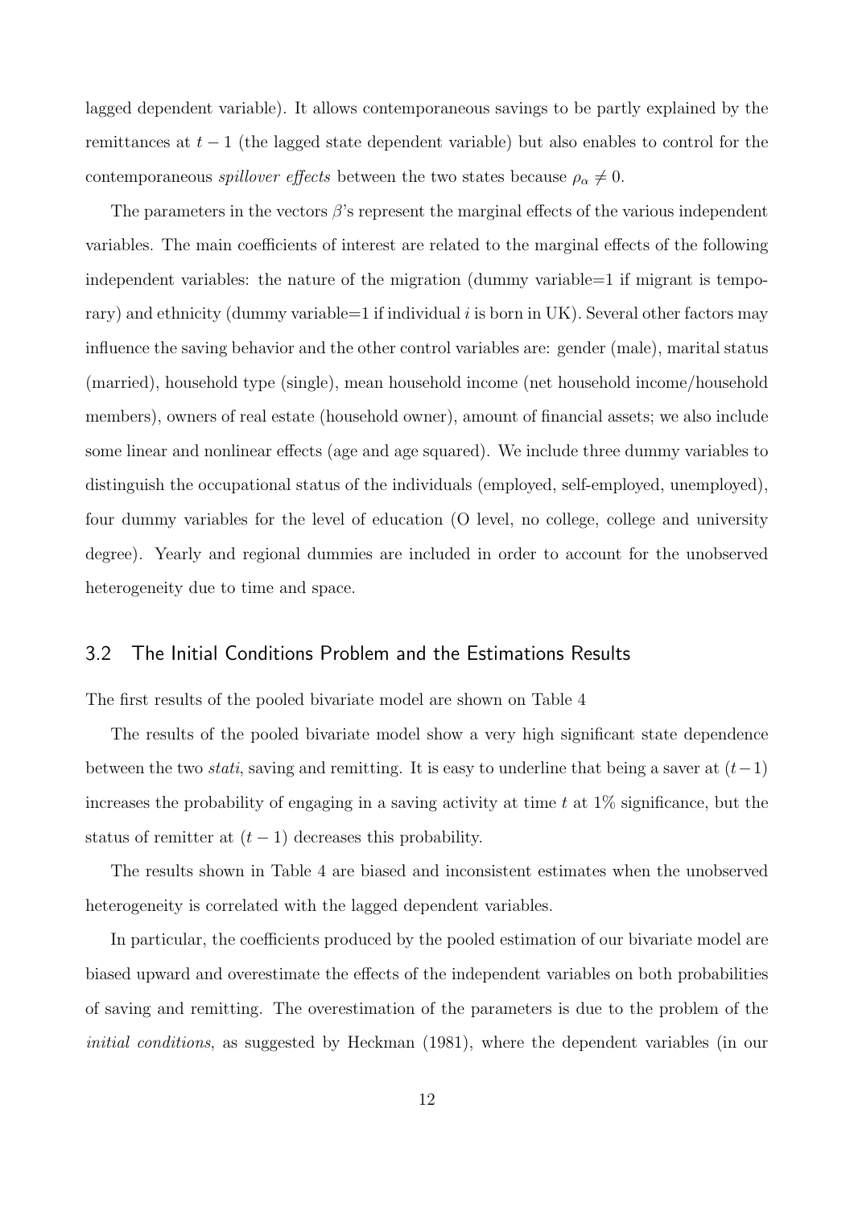lagged dependent variable). It allows contemporaneous savings to be partly explained by the remittances at $t-1$ (the lagged state dependent variable) but also enables to control for the contemporaneous *spillover effects* between the two states because $\rho_\alpha \neq 0$.

The parameters in the vectors $\beta$'s represent the marginal effects of the various independent variables. The main coefficients of interest are related to the marginal effects of the following independent variables: the nature of the migration (dummy variable=1 if migrant is temporary) and ethnicity (dummy variable=1 if individual $i$ is born in UK). Several other factors may influence the saving behavior and the other control variables are: gender (male), marital status (married), household type (single), mean household income (net household income/household members), owners of real estate (household owner), amount of financial assets; we also include some linear and nonlinear effects (age and age squared). We include three dummy variables to distinguish the occupational status of the individuals (employed, self-employed, unemployed), four dummy variables for the level of education (O level, no college, college and university degree). Yearly and regional dummies are included in order to account for the unobserved heterogeneity due to time and space.

## 3.2 The Initial Conditions Problem and the Estimations Results

The first results of the pooled bivariate model are shown on Table 4

The results of the pooled bivariate model show a very high significant state dependence between the two *stati*, saving and remitting. It is easy to underline that being a saver at $(t-1)$ increases the probability of engaging in a saving activity at time $t$ at 1% significance, but the status of remitter at $(t-1)$ decreases this probability.

The results shown in Table 4 are biased and inconsistent estimates when the unobserved heterogeneity is correlated with the lagged dependent variables.

In particular, the coefficients produced by the pooled estimation of our bivariate model are biased upward and overestimate the effects of the independent variables on both probabilities of saving and remitting. The overestimation of the parameters is due to the problem of the *initial conditions*, as suggested by Heckman (1981), where the dependent variables (in our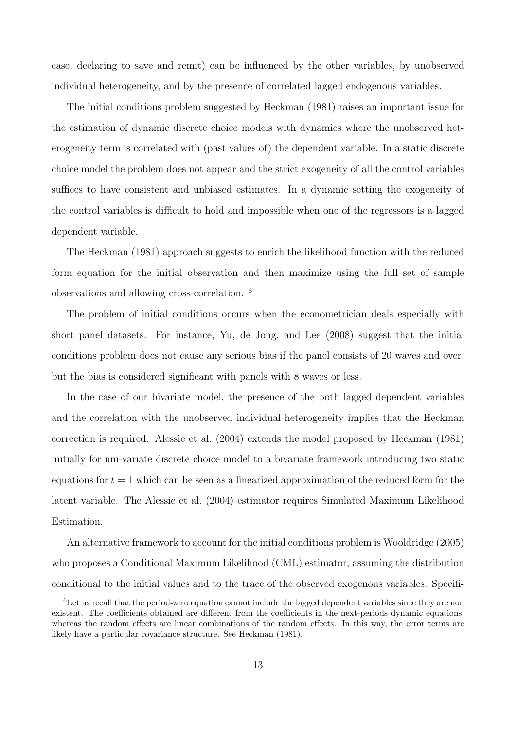case, declaring to save and remit) can be influenced by the other variables, by unobserved individual heterogeneity, and by the presence of correlated lagged endogenous variables.

The initial conditions problem suggested by Heckman (1981) raises an important issue for the estimation of dynamic discrete choice models with dynamics where the unobserved heterogeneity term is correlated with (past values of) the dependent variable. In a static discrete choice model the problem does not appear and the strict exogeneity of all the control variables suffices to have consistent and unbiased estimates. In a dynamic setting the exogeneity of the control variables is difficult to hold and impossible when one of the regressors is a lagged dependent variable.

The Heckman (1981) approach suggests to enrich the likelihood function with the reduced form equation for the initial observation and then maximize using the full set of sample observations and allowing cross-correlation. [6]

The problem of initial conditions occurs when the econometrician deals especially with short panel datasets. For instance, Yu, de Jong, and Lee (2008) suggest that the initial conditions problem does not cause any serious bias if the panel consists of 20 waves and over, but the bias is considered significant with panels with 8 waves or less.

In the case of our bivariate model, the presence of the both lagged dependent variables and the correlation with the unobserved individual heterogeneity implies that the Heckman correction is required. Alessie et al. (2004) extends the model proposed by Heckman (1981) initially for uni-variate discrete choice model to a bivariate framework introducing two static equations for $t = 1$ which can be seen as a linearized approximation of the reduced form for the latent variable. The Alessie et al. (2004) estimator requires Simulated Maximum Likelihood Estimation.

An alternative framework to account for the initial conditions problem is Wooldridge (2005) who proposes a Conditional Maximum Likelihood (CML) estimator, assuming the distribution conditional to the initial values and to the trace of the observed exogenous variables. Specifi-

[6] Let us recall that the period-zero equation cannot include the lagged dependent variables since they are non existent. The coefficients obtained are different from the coefficients in the next-periods dynamic equations, whereas the random effects are linear combinations of the random effects. In this way, the error terms are likely have a particular covariance structure. See Heckman (1981).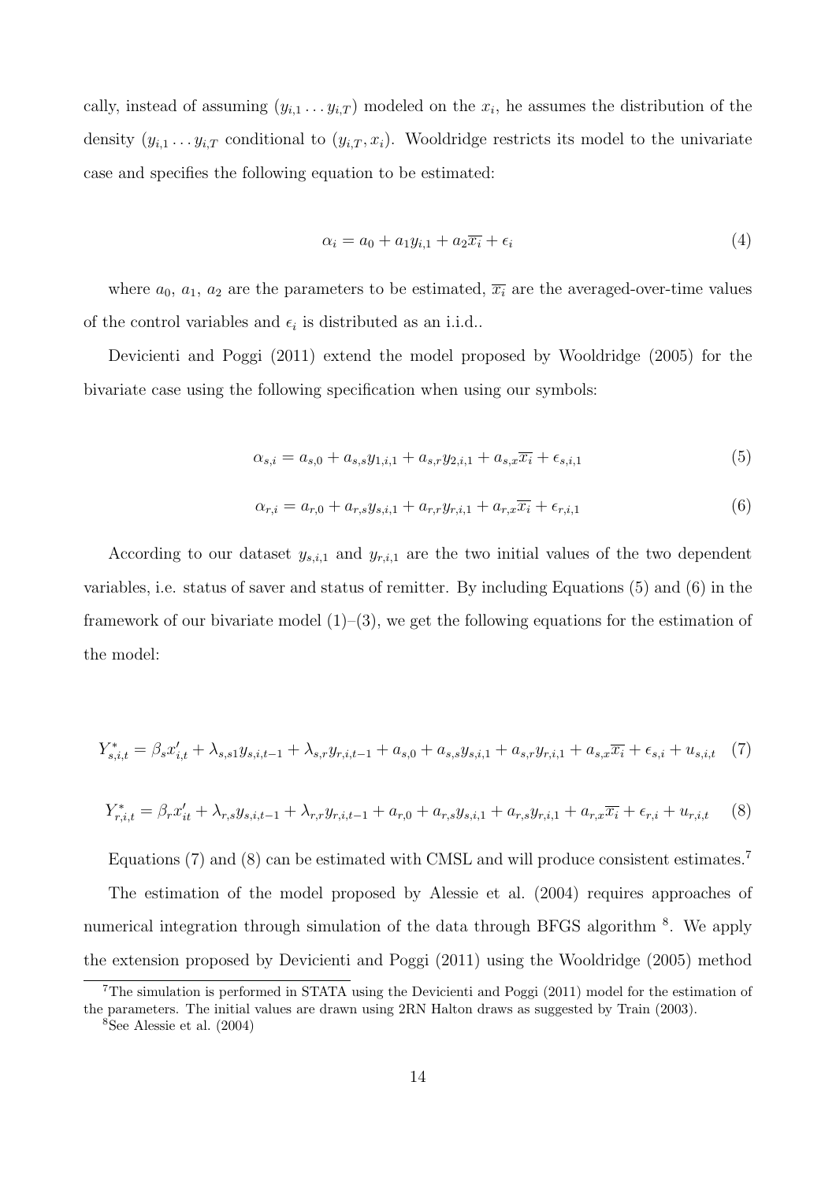cally, instead of assuming $(y_{i,1} \dots y_{i,T})$ modeled on the $x_i$, he assumes the distribution of the density $(y_{i,1} \dots y_{i,T}$ conditional to $(y_{i,T}, x_i)$. Wooldridge restricts its model to the univariate case and specifies the following equation to be estimated:

$$\alpha_i = a_0 + a_1 y_{i,1} + a_2 \overline{x_i} + \epsilon_i \tag{4}$$

where $a_0$, $a_1$, $a_2$ are the parameters to be estimated, $\overline{x_i}$ are the averaged-over-time values of the control variables and $\epsilon_i$ is distributed as an i.i.d..

Devicienti and Poggi (2011) extend the model proposed by Wooldridge (2005) for the bivariate case using the following specification when using our symbols:

$$\alpha_{s,i} = a_{s,0} + a_{s,s} y_{1,i,1} + a_{s,r} y_{2,i,1} + a_{s,x} \overline{x_i} + \epsilon_{s,i,1} \tag{5}$$

$$\alpha_{r,i} = a_{r,0} + a_{r,s} y_{s,i,1} + a_{r,r} y_{r,i,1} + a_{r,x} \overline{x_i} + \epsilon_{r,i,1} \tag{6}$$

According to our dataset $y_{s,i,1}$ and $y_{r,i,1}$ are the two initial values of the two dependent variables, i.e. status of saver and status of remitter. By including Equations (5) and (6) in the framework of our bivariate model (1)–(3), we get the following equations for the estimation of the model:

$$Y^*_{s,i,t} = \beta_s x'_{i,t} + \lambda_{s,s1} y_{s,i,t-1} + \lambda_{s,r} y_{r,i,t-1} + a_{s,0} + a_{s,s} y_{s,i,1} + a_{s,r} y_{r,i,1} + a_{s,x} \overline{x_i} + \epsilon_{s,i} + u_{s,i,t} \tag{7}$$

$$Y^*_{r,i,t} = \beta_r x'_{it} + \lambda_{r,s} y_{s,i,t-1} + \lambda_{r,r} y_{r,i,t-1} + a_{r,0} + a_{r,s} y_{s,i,1} + a_{r,s} y_{r,i,1} + a_{r,x} \overline{x_i} + \epsilon_{r,i} + u_{r,i,t} \tag{8}$$

Equations (7) and (8) can be estimated with CMSL and will produce consistent estimates.[7]

The estimation of the model proposed by Alessie et al. (2004) requires approaches of numerical integration through simulation of the data through BFGS algorithm [8]. We apply the extension proposed by Devicienti and Poggi (2011) using the Wooldridge (2005) method

[7] The simulation is performed in STATA using the Devicienti and Poggi (2011) model for the estimation of the parameters. The initial values are drawn using 2RN Halton draws as suggested by Train (2003).

[8] See Alessie et al. (2004)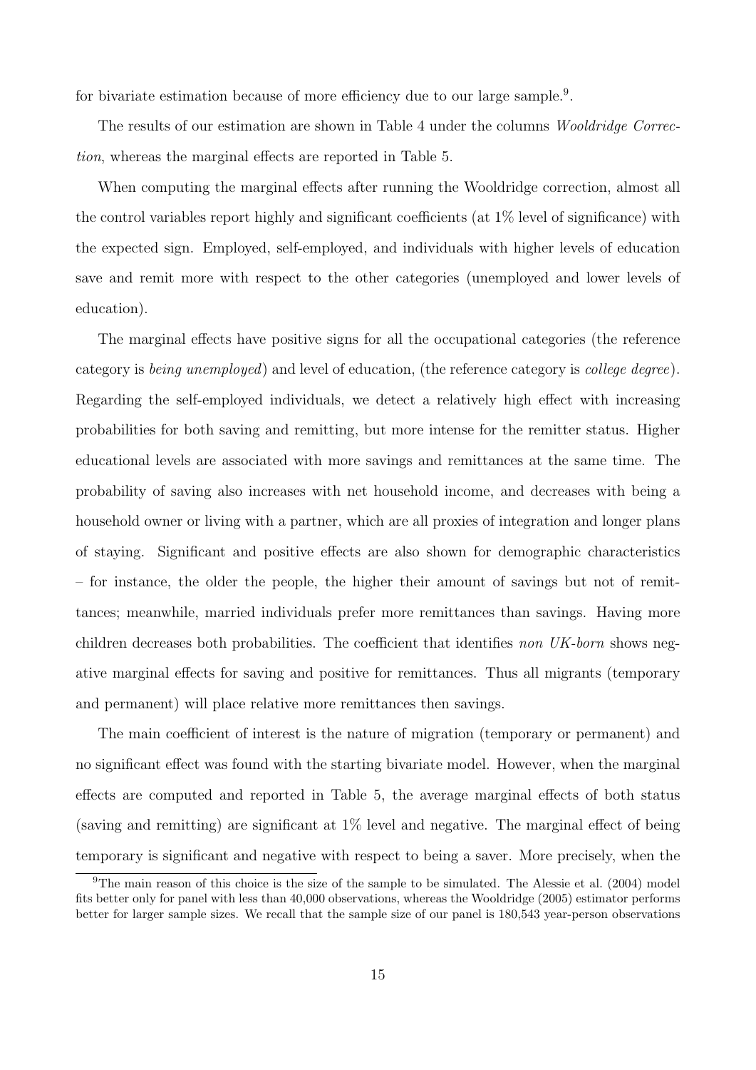for bivariate estimation because of more efficiency due to our large sample.[9].

The results of our estimation are shown in Table 4 under the columns *Wooldridge Correction*, whereas the marginal effects are reported in Table 5.

When computing the marginal effects after running the Wooldridge correction, almost all the control variables report highly and significant coefficients (at 1% level of significance) with the expected sign. Employed, self-employed, and individuals with higher levels of education save and remit more with respect to the other categories (unemployed and lower levels of education).

The marginal effects have positive signs for all the occupational categories (the reference category is *being unemployed*) and level of education, (the reference category is *college degree*). Regarding the self-employed individuals, we detect a relatively high effect with increasing probabilities for both saving and remitting, but more intense for the remitter status. Higher educational levels are associated with more savings and remittances at the same time. The probability of saving also increases with net household income, and decreases with being a household owner or living with a partner, which are all proxies of integration and longer plans of staying. Significant and positive effects are also shown for demographic characteristics – for instance, the older the people, the higher their amount of savings but not of remittances; meanwhile, married individuals prefer more remittances than savings. Having more children decreases both probabilities. The coefficient that identifies *non UK-born* shows negative marginal effects for saving and positive for remittances. Thus all migrants (temporary and permanent) will place relative more remittances then savings.

The main coefficient of interest is the nature of migration (temporary or permanent) and no significant effect was found with the starting bivariate model. However, when the marginal effects are computed and reported in Table 5, the average marginal effects of both status (saving and remitting) are significant at 1% level and negative. The marginal effect of being temporary is significant and negative with respect to being a saver. More precisely, when the

[9]The main reason of this choice is the size of the sample to be simulated. The Alessie et al. (2004) model fits better only for panel with less than 40,000 observations, whereas the Wooldridge (2005) estimator performs better for larger sample sizes. We recall that the sample size of our panel is 180,543 year-person observations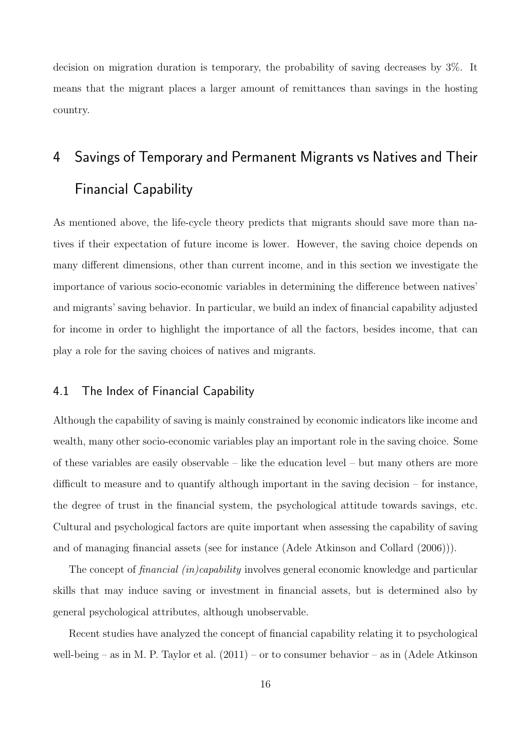decision on migration duration is temporary, the probability of saving decreases by 3%. It means that the migrant places a larger amount of remittances than savings in the hosting country.

## 4 Savings of Temporary and Permanent Migrants vs Natives and Their Financial Capability

As mentioned above, the life-cycle theory predicts that migrants should save more than natives if their expectation of future income is lower. However, the saving choice depends on many different dimensions, other than current income, and in this section we investigate the importance of various socio-economic variables in determining the difference between natives' and migrants' saving behavior. In particular, we build an index of financial capability adjusted for income in order to highlight the importance of all the factors, besides income, that can play a role for the saving choices of natives and migrants.

### 4.1 The Index of Financial Capability

Although the capability of saving is mainly constrained by economic indicators like income and wealth, many other socio-economic variables play an important role in the saving choice. Some of these variables are easily observable – like the education level – but many others are more difficult to measure and to quantify although important in the saving decision – for instance, the degree of trust in the financial system, the psychological attitude towards savings, etc. Cultural and psychological factors are quite important when assessing the capability of saving and of managing financial assets (see for instance (Adele Atkinson and Collard (2006))).

The concept of *financial (in)capability* involves general economic knowledge and particular skills that may induce saving or investment in financial assets, but is determined also by general psychological attributes, although unobservable.

Recent studies have analyzed the concept of financial capability relating it to psychological well-being – as in M. P. Taylor et al. (2011) – or to consumer behavior – as in (Adele Atkinson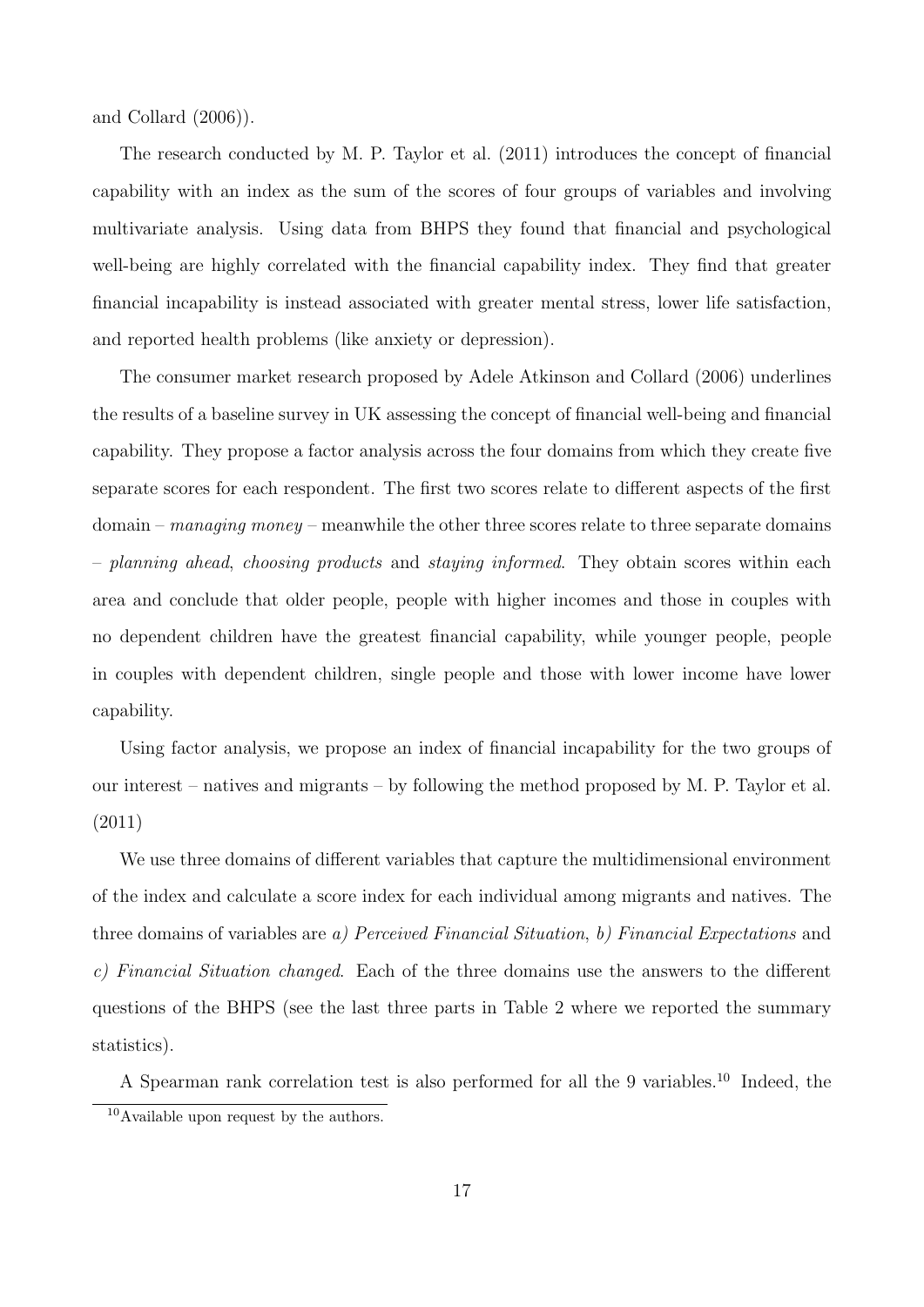and Collard (2006)).

The research conducted by M. P. Taylor et al. (2011) introduces the concept of financial capability with an index as the sum of the scores of four groups of variables and involving multivariate analysis. Using data from BHPS they found that financial and psychological well-being are highly correlated with the financial capability index. They find that greater financial incapability is instead associated with greater mental stress, lower life satisfaction, and reported health problems (like anxiety or depression).

The consumer market research proposed by Adele Atkinson and Collard (2006) underlines the results of a baseline survey in UK assessing the concept of financial well-being and financial capability. They propose a factor analysis across the four domains from which they create five separate scores for each respondent. The first two scores relate to different aspects of the first domain – *managing money* – meanwhile the other three scores relate to three separate domains – *planning ahead*, *choosing products* and *staying informed*. They obtain scores within each area and conclude that older people, people with higher incomes and those in couples with no dependent children have the greatest financial capability, while younger people, people in couples with dependent children, single people and those with lower income have lower capability.

Using factor analysis, we propose an index of financial incapability for the two groups of our interest – natives and migrants – by following the method proposed by M. P. Taylor et al. (2011)

We use three domains of different variables that capture the multidimensional environment of the index and calculate a score index for each individual among migrants and natives. The three domains of variables are *a) Perceived Financial Situation*, *b) Financial Expectations* and *c) Financial Situation changed*. Each of the three domains use the answers to the different questions of the BHPS (see the last three parts in Table 2 where we reported the summary statistics).

A Spearman rank correlation test is also performed for all the 9 variables.[10] Indeed, the

[10] Available upon request by the authors.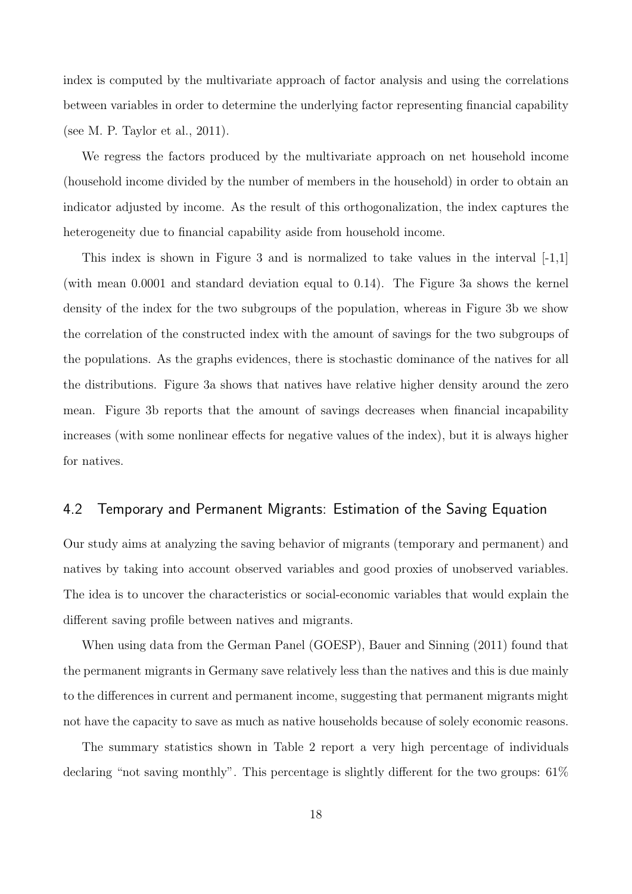index is computed by the multivariate approach of factor analysis and using the correlations between variables in order to determine the underlying factor representing financial capability (see M. P. Taylor et al., 2011).

We regress the factors produced by the multivariate approach on net household income (household income divided by the number of members in the household) in order to obtain an indicator adjusted by income. As the result of this orthogonalization, the index captures the heterogeneity due to financial capability aside from household income.

This index is shown in Figure 3 and is normalized to take values in the interval [-1,1] (with mean 0.0001 and standard deviation equal to 0.14). The Figure 3a shows the kernel density of the index for the two subgroups of the population, whereas in Figure 3b we show the correlation of the constructed index with the amount of savings for the two subgroups of the populations. As the graphs evidences, there is stochastic dominance of the natives for all the distributions. Figure 3a shows that natives have relative higher density around the zero mean. Figure 3b reports that the amount of savings decreases when financial incapability increases (with some nonlinear effects for negative values of the index), but it is always higher for natives.

## 4.2 Temporary and Permanent Migrants: Estimation of the Saving Equation

Our study aims at analyzing the saving behavior of migrants (temporary and permanent) and natives by taking into account observed variables and good proxies of unobserved variables. The idea is to uncover the characteristics or social-economic variables that would explain the different saving profile between natives and migrants.

When using data from the German Panel (GOESP), Bauer and Sinning (2011) found that the permanent migrants in Germany save relatively less than the natives and this is due mainly to the differences in current and permanent income, suggesting that permanent migrants might not have the capacity to save as much as native households because of solely economic reasons.

The summary statistics shown in Table 2 report a very high percentage of individuals declaring "not saving monthly". This percentage is slightly different for the two groups: 61%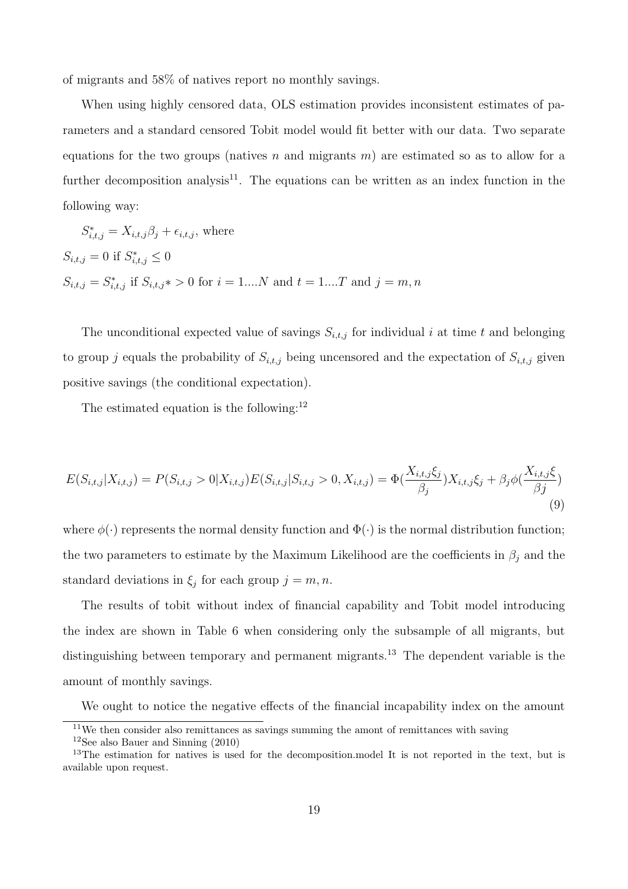of migrants and 58% of natives report no monthly savings.

When using highly censored data, OLS estimation provides inconsistent estimates of parameters and a standard censored Tobit model would fit better with our data. Two separate equations for the two groups (natives $n$ and migrants $m$) are estimated so as to allow for a further decomposition analysis[11]. The equations can be written as an index function in the following way:

$S^*_{i,t,j} = X_{i,t,j}\beta_j + \epsilon_{i,t,j}$, where

$S_{i,t,j} = 0$ if $S^*_{i,t,j} \leq 0$

$S_{i,t,j} = S^*_{i,t,j}$ if $S_{i,t,j}* > 0$ for $i = 1....N$ and $t = 1....T$ and $j = m, n$

The unconditional expected value of savings $S_{i,t,j}$ for individual $i$ at time $t$ and belonging to group $j$ equals the probability of $S_{i,t,j}$ being uncensored and the expectation of $S_{i,t,j}$ given positive savings (the conditional expectation).

The estimated equation is the following:[12]

$$E(S_{i,t,j}|X_{i,t,j}) = P(S_{i,t,j} > 0|X_{i,t,j})E(S_{i,t,j}|S_{i,t,j} > 0, X_{i,t,j}) = \Phi(\frac{X_{i,t,j}\xi_j}{\beta_j})X_{i,t,j}\xi_j + \beta_j\phi(\frac{X_{i,t,j}\xi}{\beta j}) \quad (9)$$

where $\phi(\cdot)$ represents the normal density function and $\Phi(\cdot)$ is the normal distribution function; the two parameters to estimate by the Maximum Likelihood are the coefficients in $\beta_j$ and the standard deviations in $\xi_j$ for each group $j = m, n$.

The results of tobit without index of financial capability and Tobit model introducing the index are shown in Table 6 when considering only the subsample of all migrants, but distinguishing between temporary and permanent migrants.[13] The dependent variable is the amount of monthly savings.

We ought to notice the negative effects of the financial incapability index on the amount

[11] We then consider also remittances as savings summing the amont of remittances with saving

[12] See also Bauer and Sinning (2010)

[13] The estimation for natives is used for the decomposition.model It is not reported in the text, but is available upon request.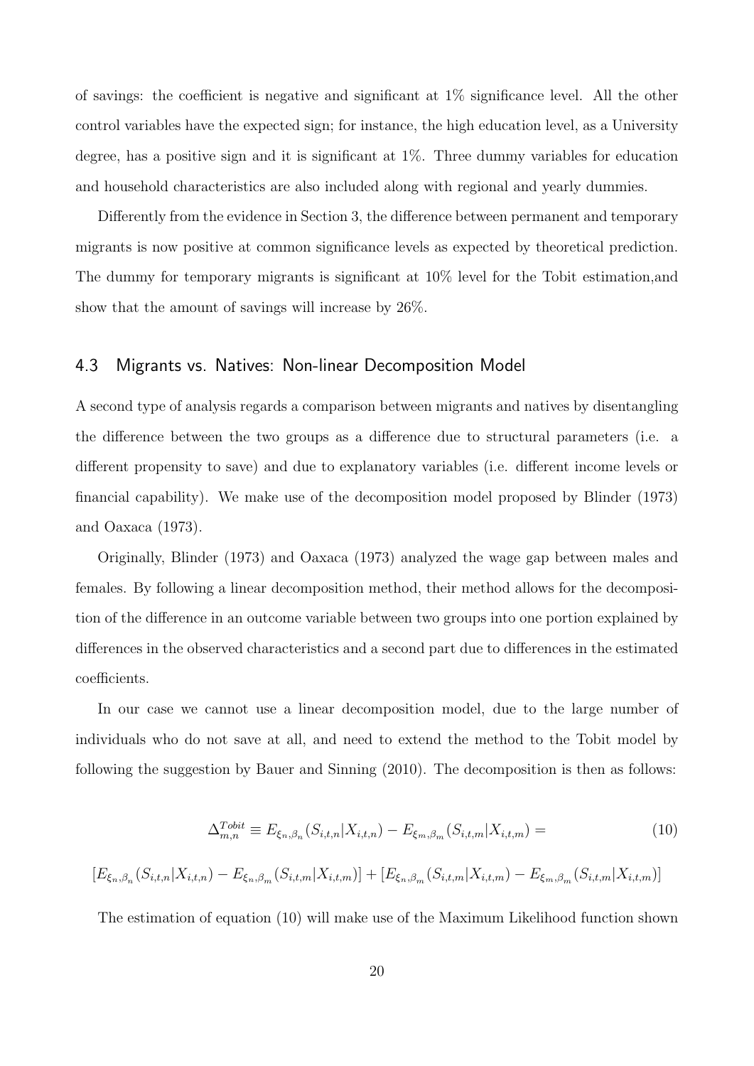of savings: the coefficient is negative and significant at 1% significance level. All the other control variables have the expected sign; for instance, the high education level, as a University degree, has a positive sign and it is significant at 1%. Three dummy variables for education and household characteristics are also included along with regional and yearly dummies.

Differently from the evidence in Section 3, the difference between permanent and temporary migrants is now positive at common significance levels as expected by theoretical prediction. The dummy for temporary migrants is significant at 10% level for the Tobit estimation,and show that the amount of savings will increase by 26%.

### 4.3 Migrants vs. Natives: Non-linear Decomposition Model

A second type of analysis regards a comparison between migrants and natives by disentangling the difference between the two groups as a difference due to structural parameters (i.e. a different propensity to save) and due to explanatory variables (i.e. different income levels or financial capability). We make use of the decomposition model proposed by Blinder (1973) and Oaxaca (1973).

Originally, Blinder (1973) and Oaxaca (1973) analyzed the wage gap between males and females. By following a linear decomposition method, their method allows for the decomposition of the difference in an outcome variable between two groups into one portion explained by differences in the observed characteristics and a second part due to differences in the estimated coefficients.

In our case we cannot use a linear decomposition model, due to the large number of individuals who do not save at all, and need to extend the method to the Tobit model by following the suggestion by Bauer and Sinning (2010). The decomposition is then as follows:

$$\Delta^{Tobit}_{m,n} \equiv E_{\xi_n,\beta_n}(S_{i,t,n}|X_{i,t,n}) - E_{\xi_m,\beta_m}(S_{i,t,m}|X_{i,t,m}) = \tag{10}$$

$$[E_{\xi_n,\beta_n}(S_{i,t,n}|X_{i,t,n}) - E_{\xi_n,\beta_m}(S_{i,t,m}|X_{i,t,m})] + [E_{\xi_n,\beta_m}(S_{i,t,m}|X_{i,t,m}) - E_{\xi_m,\beta_m}(S_{i,t,m}|X_{i,t,m})]$$

The estimation of equation (10) will make use of the Maximum Likelihood function shown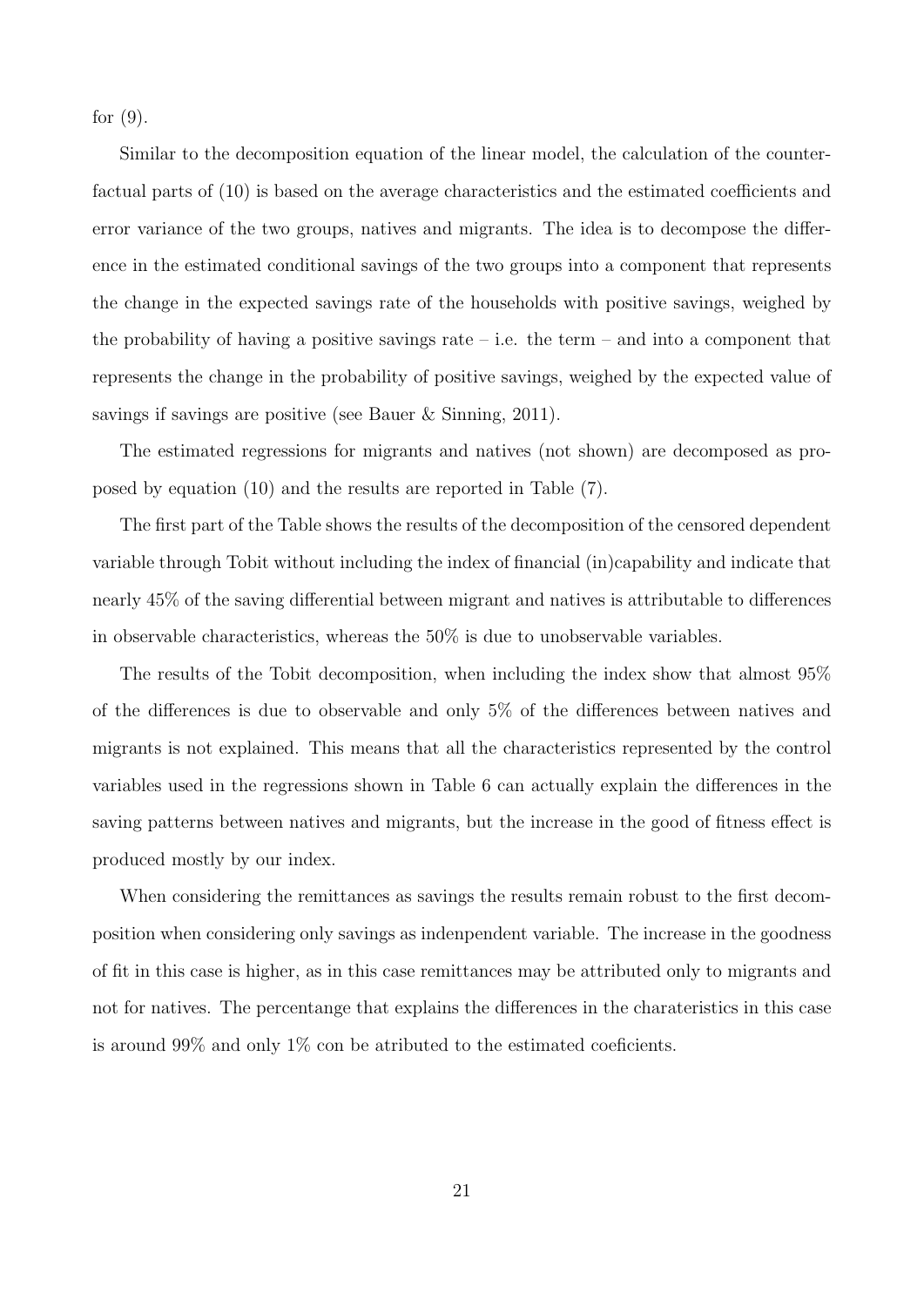for (9).

Similar to the decomposition equation of the linear model, the calculation of the counterfactual parts of (10) is based on the average characteristics and the estimated coefficients and error variance of the two groups, natives and migrants. The idea is to decompose the difference in the estimated conditional savings of the two groups into a component that represents the change in the expected savings rate of the households with positive savings, weighed by the probability of having a positive savings rate – i.e. the term – and into a component that represents the change in the probability of positive savings, weighed by the expected value of savings if savings are positive (see Bauer & Sinning, 2011).

The estimated regressions for migrants and natives (not shown) are decomposed as proposed by equation (10) and the results are reported in Table (7).

The first part of the Table shows the results of the decomposition of the censored dependent variable through Tobit without including the index of financial (in)capability and indicate that nearly 45% of the saving differential between migrant and natives is attributable to differences in observable characteristics, whereas the 50% is due to unobservable variables.

The results of the Tobit decomposition, when including the index show that almost 95% of the differences is due to observable and only 5% of the differences between natives and migrants is not explained. This means that all the characteristics represented by the control variables used in the regressions shown in Table 6 can actually explain the differences in the saving patterns between natives and migrants, but the increase in the good of fitness effect is produced mostly by our index.

When considering the remittances as savings the results remain robust to the first decomposition when considering only savings as indenpendent variable. The increase in the goodness of fit in this case is higher, as in this case remittances may be attributed only to migrants and not for natives. The percentange that explains the differences in the charateristics in this case is around 99% and only 1% con be atributed to the estimated coeficients.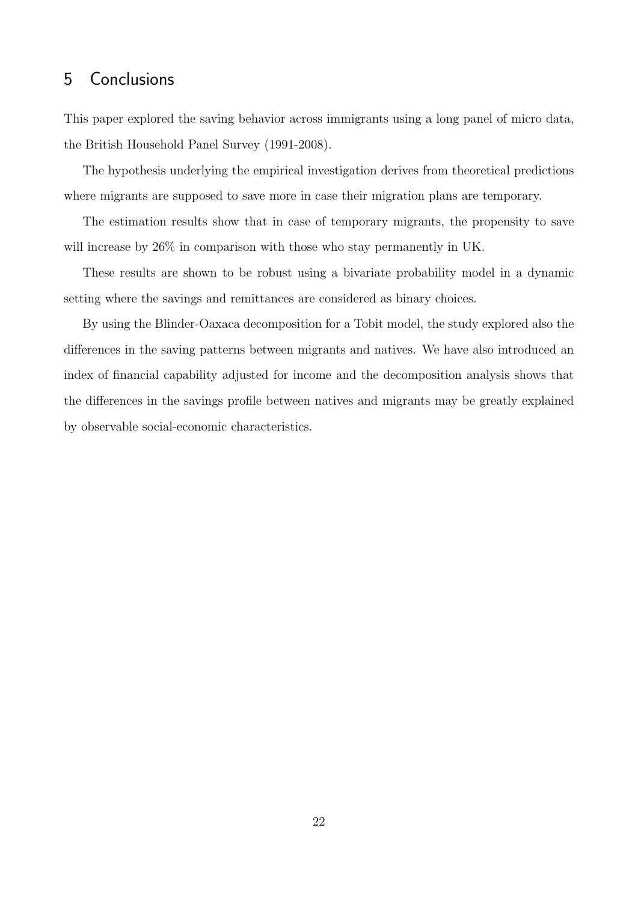## 5 Conclusions

This paper explored the saving behavior across immigrants using a long panel of micro data, the British Household Panel Survey (1991-2008).

The hypothesis underlying the empirical investigation derives from theoretical predictions where migrants are supposed to save more in case their migration plans are temporary.

The estimation results show that in case of temporary migrants, the propensity to save will increase by 26% in comparison with those who stay permanently in UK.

These results are shown to be robust using a bivariate probability model in a dynamic setting where the savings and remittances are considered as binary choices.

By using the Blinder-Oaxaca decomposition for a Tobit model, the study explored also the differences in the saving patterns between migrants and natives. We have also introduced an index of financial capability adjusted for income and the decomposition analysis shows that the differences in the savings profile between natives and migrants may be greatly explained by observable social-economic characteristics.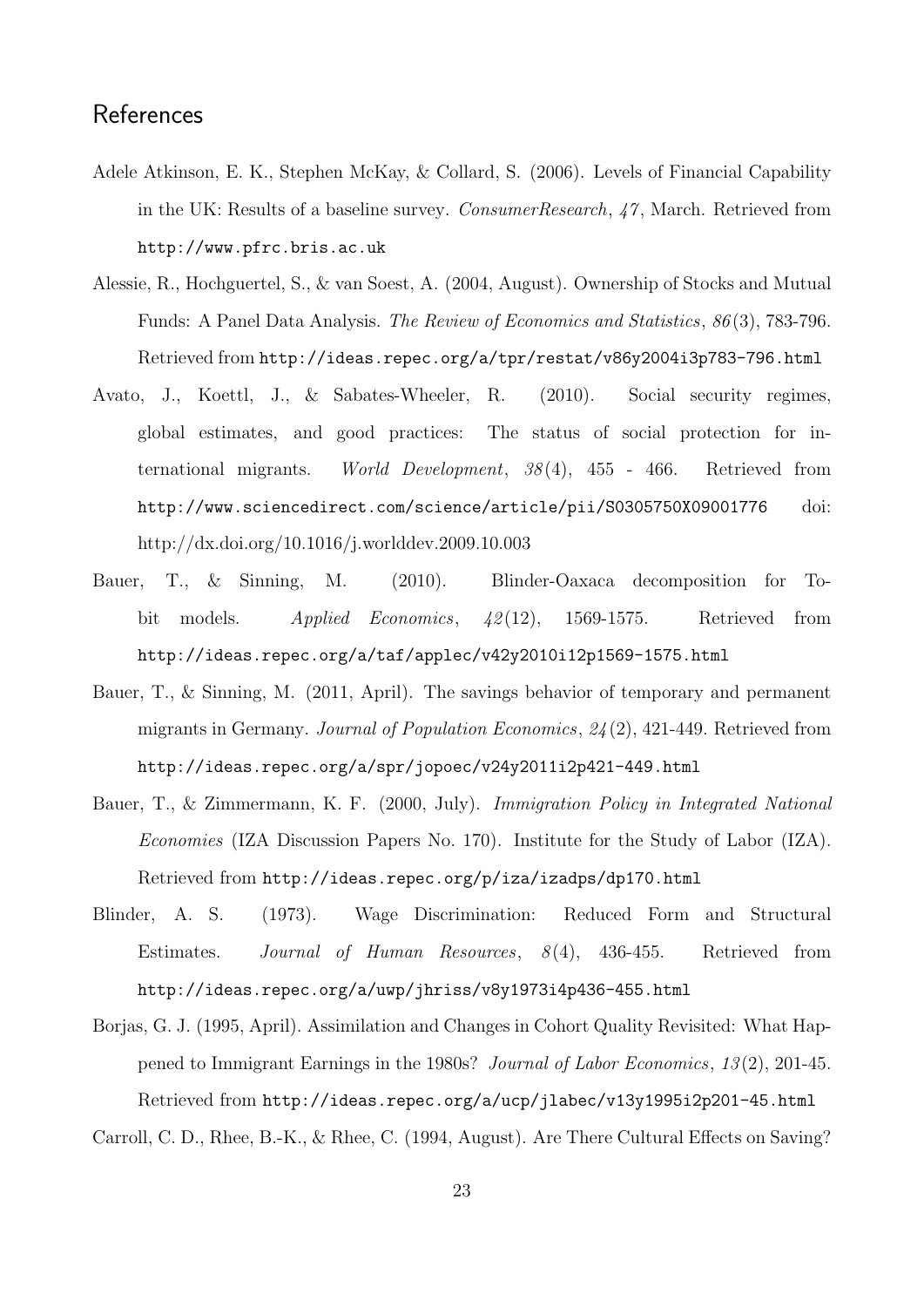## References

Adele Atkinson, E. K., Stephen McKay, & Collard, S. (2006). Levels of Financial Capability in the UK: Results of a baseline survey. *ConsumerResearch*, *47*, March. Retrieved from http://www.pfrc.bris.ac.uk

Alessie, R., Hochguertel, S., & van Soest, A. (2004, August). Ownership of Stocks and Mutual Funds: A Panel Data Analysis. *The Review of Economics and Statistics*, *86*(3), 783-796. Retrieved from http://ideas.repec.org/a/tpr/restat/v86y2004i3p783-796.html

Avato, J., Koettl, J., & Sabates-Wheeler, R. (2010). Social security regimes, global estimates, and good practices: The status of social protection for international migrants. *World Development*, *38*(4), 455 - 466. Retrieved from http://www.sciencedirect.com/science/article/pii/S0305750X09001776 doi: http://dx.doi.org/10.1016/j.worlddev.2009.10.003

Bauer, T., & Sinning, M. (2010). Blinder-Oaxaca decomposition for Tobit models. *Applied Economics*, *42*(12), 1569-1575. Retrieved from http://ideas.repec.org/a/taf/applec/v42y2010i12p1569-1575.html

Bauer, T., & Sinning, M. (2011, April). The savings behavior of temporary and permanent migrants in Germany. *Journal of Population Economics*, *24*(2), 421-449. Retrieved from http://ideas.repec.org/a/spr/jopoec/v24y2011i2p421-449.html

Bauer, T., & Zimmermann, K. F. (2000, July). *Immigration Policy in Integrated National Economies* (IZA Discussion Papers No. 170). Institute for the Study of Labor (IZA). Retrieved from http://ideas.repec.org/p/iza/izadps/dp170.html

Blinder, A. S. (1973). Wage Discrimination: Reduced Form and Structural Estimates. *Journal of Human Resources*, *8*(4), 436-455. Retrieved from http://ideas.repec.org/a/uwp/jhriss/v8y1973i4p436-455.html

Borjas, G. J. (1995, April). Assimilation and Changes in Cohort Quality Revisited: What Happened to Immigrant Earnings in the 1980s? *Journal of Labor Economics*, *13*(2), 201-45. Retrieved from http://ideas.repec.org/a/ucp/jlabec/v13y1995i2p201-45.html

Carroll, C. D., Rhee, B.-K., & Rhee, C. (1994, August). Are There Cultural Effects on Saving?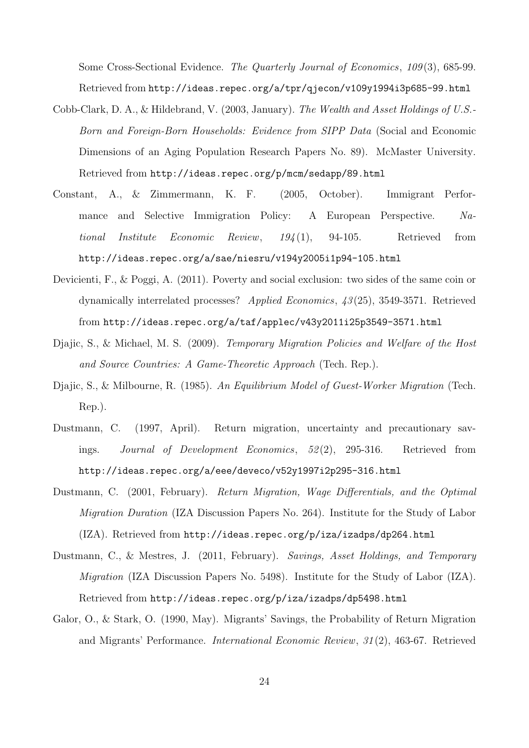Some Cross-Sectional Evidence. *The Quarterly Journal of Economics*, *109*(3), 685-99. Retrieved from http://ideas.repec.org/a/tpr/qjecon/v109y1994i3p685-99.html

Cobb-Clark, D. A., & Hildebrand, V. (2003, January). *The Wealth and Asset Holdings of U.S.-Born and Foreign-Born Households: Evidence from SIPP Data* (Social and Economic Dimensions of an Aging Population Research Papers No. 89). McMaster University. Retrieved from http://ideas.repec.org/p/mcm/sedapp/89.html

Constant, A., & Zimmermann, K. F. (2005, October). Immigrant Performance and Selective Immigration Policy: A European Perspective. *National Institute Economic Review*, *194*(1), 94-105. Retrieved from http://ideas.repec.org/a/sae/niesru/v194y2005i1p94-105.html

Devicienti, F., & Poggi, A. (2011). Poverty and social exclusion: two sides of the same coin or dynamically interrelated processes? *Applied Economics*, *43*(25), 3549-3571. Retrieved from http://ideas.repec.org/a/taf/applec/v43y2011i25p3549-3571.html

Djajic, S., & Michael, M. S. (2009). *Temporary Migration Policies and Welfare of the Host and Source Countries: A Game-Theoretic Approach* (Tech. Rep.).

Djajic, S., & Milbourne, R. (1985). *An Equilibrium Model of Guest-Worker Migration* (Tech. Rep.).

Dustmann, C. (1997, April). Return migration, uncertainty and precautionary savings. *Journal of Development Economics*, *52*(2), 295-316. Retrieved from http://ideas.repec.org/a/eee/deveco/v52y1997i2p295-316.html

Dustmann, C. (2001, February). *Return Migration, Wage Differentials, and the Optimal Migration Duration* (IZA Discussion Papers No. 264). Institute for the Study of Labor (IZA). Retrieved from http://ideas.repec.org/p/iza/izadps/dp264.html

Dustmann, C., & Mestres, J. (2011, February). *Savings, Asset Holdings, and Temporary Migration* (IZA Discussion Papers No. 5498). Institute for the Study of Labor (IZA). Retrieved from http://ideas.repec.org/p/iza/izadps/dp5498.html

Galor, O., & Stark, O. (1990, May). Migrants' Savings, the Probability of Return Migration and Migrants' Performance. *International Economic Review*, *31*(2), 463-67. Retrieved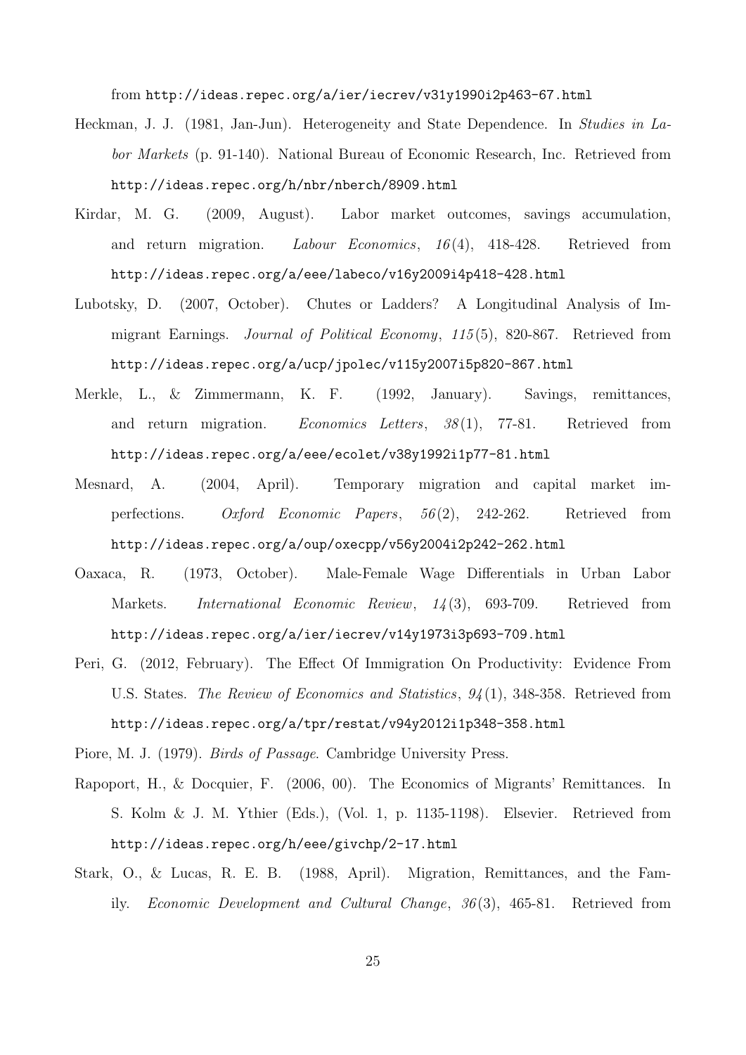from http://ideas.repec.org/a/ier/iecrev/v31y1990i2p463-67.html

Heckman, J. J. (1981, Jan-Jun). Heterogeneity and State Dependence. In *Studies in Labor Markets* (p. 91-140). National Bureau of Economic Research, Inc. Retrieved from http://ideas.repec.org/h/nbr/nberch/8909.html

Kirdar, M. G. (2009, August). Labor market outcomes, savings accumulation, and return migration. *Labour Economics*, *16*(4), 418-428. Retrieved from http://ideas.repec.org/a/eee/labeco/v16y2009i4p418-428.html

Lubotsky, D. (2007, October). Chutes or Ladders? A Longitudinal Analysis of Immigrant Earnings. *Journal of Political Economy*, *115*(5), 820-867. Retrieved from http://ideas.repec.org/a/ucp/jpolec/v115y2007i5p820-867.html

Merkle, L., & Zimmermann, K. F. (1992, January). Savings, remittances, and return migration. *Economics Letters*, *38*(1), 77-81. Retrieved from http://ideas.repec.org/a/eee/ecolet/v38y1992i1p77-81.html

Mesnard, A. (2004, April). Temporary migration and capital market imperfections. *Oxford Economic Papers*, *56*(2), 242-262. Retrieved from http://ideas.repec.org/a/oup/oxecpp/v56y2004i2p242-262.html

Oaxaca, R. (1973, October). Male-Female Wage Differentials in Urban Labor Markets. *International Economic Review*, *14*(3), 693-709. Retrieved from http://ideas.repec.org/a/ier/iecrev/v14y1973i3p693-709.html

Peri, G. (2012, February). The Effect Of Immigration On Productivity: Evidence From U.S. States. *The Review of Economics and Statistics*, *94*(1), 348-358. Retrieved from http://ideas.repec.org/a/tpr/restat/v94y2012i1p348-358.html

Piore, M. J. (1979). *Birds of Passage*. Cambridge University Press.

Rapoport, H., & Docquier, F. (2006, 00). The Economics of Migrants' Remittances. In S. Kolm & J. M. Ythier (Eds.), (Vol. 1, p. 1135-1198). Elsevier. Retrieved from http://ideas.repec.org/h/eee/givchp/2-17.html

Stark, O., & Lucas, R. E. B. (1988, April). Migration, Remittances, and the Family. *Economic Development and Cultural Change*, *36*(3), 465-81. Retrieved from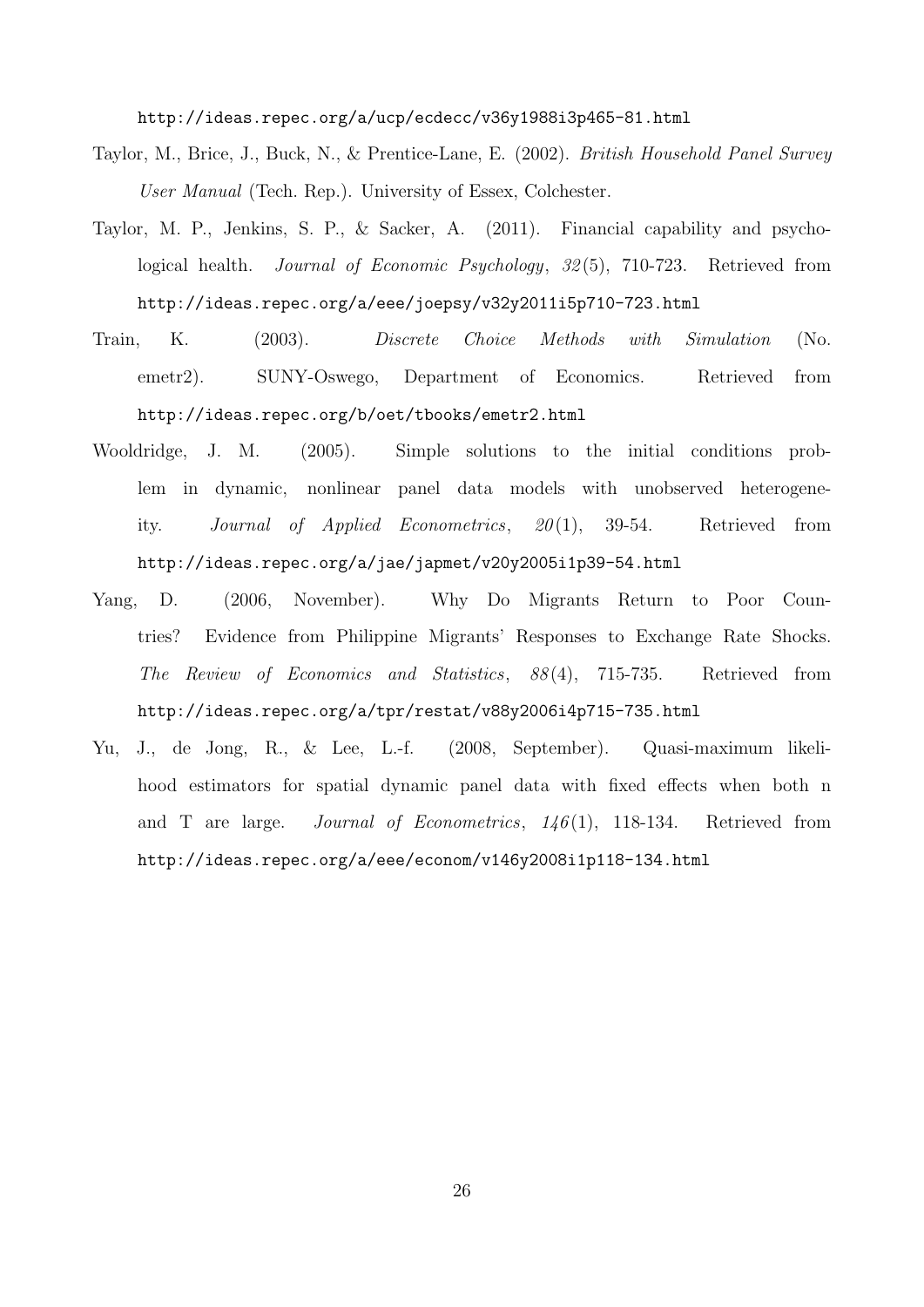http://ideas.repec.org/a/ucp/ecdecc/v36y1988i3p465-81.html

Taylor, M., Brice, J., Buck, N., & Prentice-Lane, E. (2002). *British Household Panel Survey User Manual* (Tech. Rep.). University of Essex, Colchester.

Taylor, M. P., Jenkins, S. P., & Sacker, A. (2011). Financial capability and psychological health. *Journal of Economic Psychology*, *32*(5), 710-723. Retrieved from http://ideas.repec.org/a/eee/joepsy/v32y2011i5p710-723.html

Train, K. (2003). *Discrete Choice Methods with Simulation* (No. emetr2). SUNY-Oswego, Department of Economics. Retrieved from http://ideas.repec.org/b/oet/tbooks/emetr2.html

Wooldridge, J. M. (2005). Simple solutions to the initial conditions problem in dynamic, nonlinear panel data models with unobserved heterogeneity. *Journal of Applied Econometrics*, *20*(1), 39-54. Retrieved from http://ideas.repec.org/a/jae/japmet/v20y2005i1p39-54.html

Yang, D. (2006, November). Why Do Migrants Return to Poor Countries? Evidence from Philippine Migrants' Responses to Exchange Rate Shocks. *The Review of Economics and Statistics*, *88*(4), 715-735. Retrieved from http://ideas.repec.org/a/tpr/restat/v88y2006i4p715-735.html

Yu, J., de Jong, R., & Lee, L.-f. (2008, September). Quasi-maximum likelihood estimators for spatial dynamic panel data with fixed effects when both n and T are large. *Journal of Econometrics*, *146*(1), 118-134. Retrieved from http://ideas.repec.org/a/eee/econom/v146y2008i1p118-134.html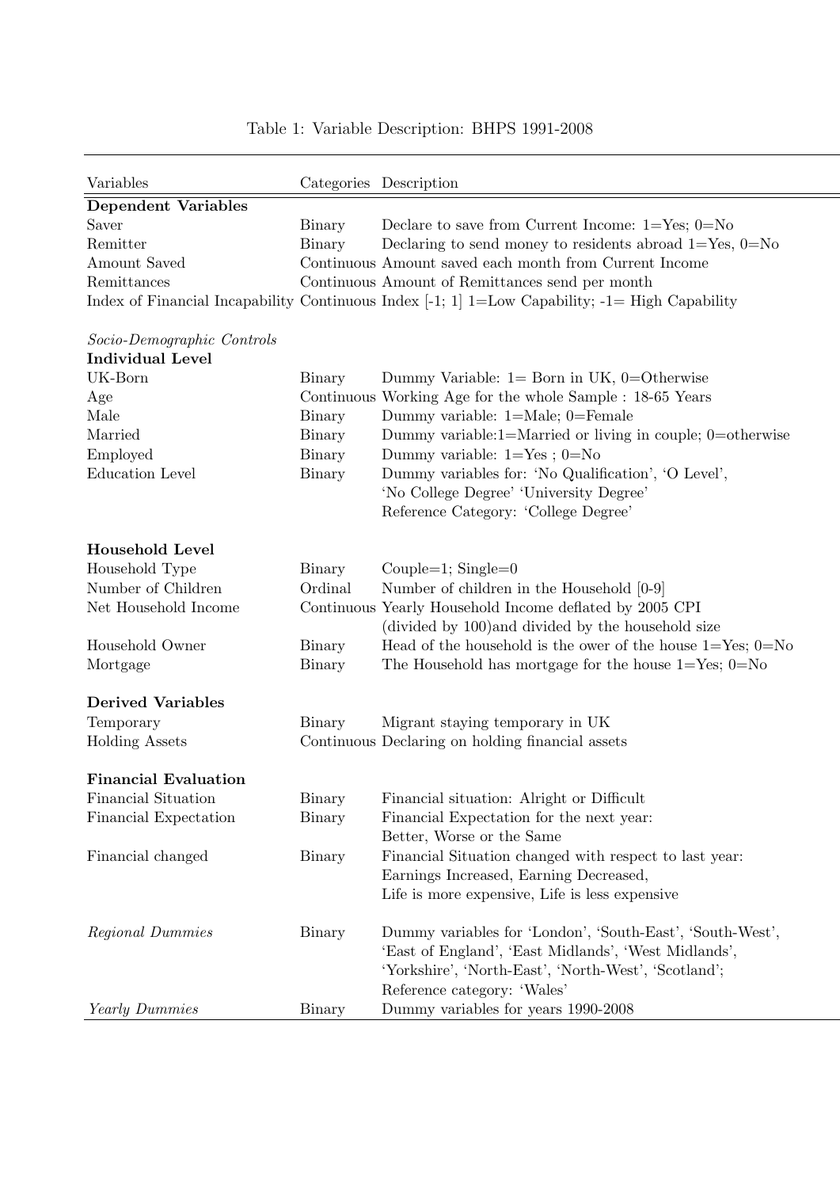Table 1: Variable Description: BHPS 1991-2008

| Variables | Categories | Description |
|---|---|---|
| **Dependent Variables** | | |
| Saver | Binary | Declare to save from Current Income: 1=Yes; 0=No |
| Remitter | Binary | Declaring to send money to residents abroad 1=Yes, 0=No |
| Amount Saved | Continuous | Amount saved each month from Current Income |
| Remittances | Continuous | Amount of Remittances send per month |
| Index of Financial Incapability | Continuous | Index [-1; 1] 1=Low Capability; -1= High Capability |
| *Socio-Demographic Controls* | | |
| **Individual Level** | | |
| UK-Born | Binary | Dummy Variable: 1= Born in UK, 0=Otherwise |
| Age | Continuous | Working Age for the whole Sample : 18-65 Years |
| Male | Binary | Dummy variable: 1=Male; 0=Female |
| Married | Binary | Dummy variable:1=Married or living in couple; 0=otherwise |
| Employed | Binary | Dummy variable: 1=Yes ; 0=No |
| Education Level | Binary | Dummy variables for: 'No Qualification', 'O Level', 'No College Degree' 'University Degree' Reference Category: 'College Degree' |
| **Household Level** | | |
| Household Type | Binary | Couple=1; Single=0 |
| Number of Children | Ordinal | Number of children in the Household [0-9] |
| Net Household Income | Continuous | Yearly Household Income deflated by 2005 CPI (divided by 100)and divided by the household size |
| Household Owner | Binary | Head of the household is the ower of the house 1=Yes; 0=No |
| Mortgage | Binary | The Household has mortgage for the house 1=Yes; 0=No |
| **Derived Variables** | | |
| Temporary | Binary | Migrant staying temporary in UK |
| Holding Assets | Continuous | Declaring on holding financial assets |
| **Financial Evaluation** | | |
| Financial Situation | Binary | Financial situation: Alright or Difficult |
| Financial Expectation | Binary | Financial Expectation for the next year: Better, Worse or the Same |
| Financial changed | Binary | Financial Situation changed with respect to last year: Earnings Increased, Earning Decreased, Life is more expensive, Life is less expensive |
| *Regional Dummies* | Binary | Dummy variables for 'London', 'South-East', 'South-West', 'East of England', 'East Midlands', 'West Midlands', 'Yorkshire', 'North-East', 'North-West', 'Scotland'; Reference category: 'Wales' |
| *Yearly Dummies* | Binary | Dummy variables for years 1990-2008 |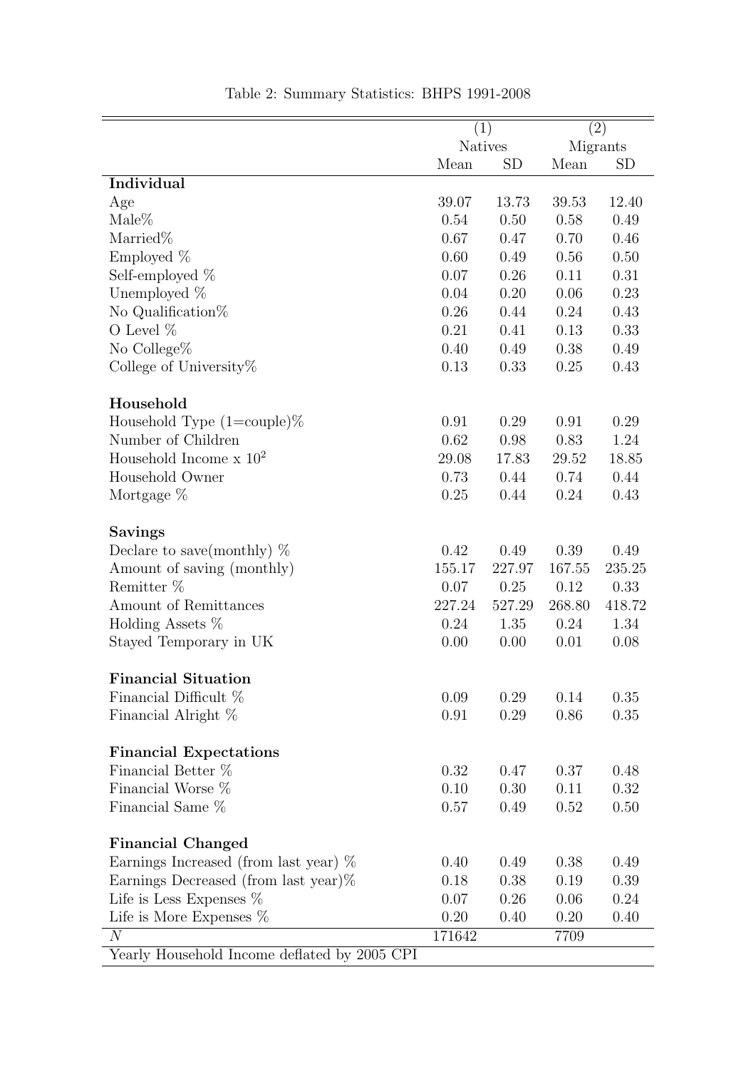Table 2: Summary Statistics: BHPS 1991-2008

| | (1) | | (2) | |
|---|---|---|---|---|
| | Natives | | Migrants | |
| | Mean | SD | Mean | SD |
| **Individual** | | | | |
| Age | 39.07 | 13.73 | 39.53 | 12.40 |
| Male% | 0.54 | 0.50 | 0.58 | 0.49 |
| Married% | 0.67 | 0.47 | 0.70 | 0.46 |
| Employed % | 0.60 | 0.49 | 0.56 | 0.50 |
| Self-employed % | 0.07 | 0.26 | 0.11 | 0.31 |
| Unemployed % | 0.04 | 0.20 | 0.06 | 0.23 |
| No Qualification% | 0.26 | 0.44 | 0.24 | 0.43 |
| O Level % | 0.21 | 0.41 | 0.13 | 0.33 |
| No College% | 0.40 | 0.49 | 0.38 | 0.49 |
| College of University% | 0.13 | 0.33 | 0.25 | 0.43 |
| **Household** | | | | |
| Household Type (1=couple)% | 0.91 | 0.29 | 0.91 | 0.29 |
| Number of Children | 0.62 | 0.98 | 0.83 | 1.24 |
| Household Income x $10^2$ | 29.08 | 17.83 | 29.52 | 18.85 |
| Household Owner | 0.73 | 0.44 | 0.74 | 0.44 |
| Mortgage % | 0.25 | 0.44 | 0.24 | 0.43 |
| **Savings** | | | | |
| Declare to save(monthly) % | 0.42 | 0.49 | 0.39 | 0.49 |
| Amount of saving (monthly) | 155.17 | 227.97 | 167.55 | 235.25 |
| Remitter % | 0.07 | 0.25 | 0.12 | 0.33 |
| Amount of Remittances | 227.24 | 527.29 | 268.80 | 418.72 |
| Holding Assets % | 0.24 | 1.35 | 0.24 | 1.34 |
| Stayed Temporary in UK | 0.00 | 0.00 | 0.01 | 0.08 |
| **Financial Situation** | | | | |
| Financial Difficult % | 0.09 | 0.29 | 0.14 | 0.35 |
| Financial Alright % | 0.91 | 0.29 | 0.86 | 0.35 |
| **Financial Expectations** | | | | |
| Financial Better % | 0.32 | 0.47 | 0.37 | 0.48 |
| Financial Worse % | 0.10 | 0.30 | 0.11 | 0.32 |
| Financial Same % | 0.57 | 0.49 | 0.52 | 0.50 |
| **Financial Changed** | | | | |
| Earnings Increased (from last year) % | 0.40 | 0.49 | 0.38 | 0.49 |
| Earnings Decreased (from last year)% | 0.18 | 0.38 | 0.19 | 0.39 |
| Life is Less Expenses % | 0.07 | 0.26 | 0.06 | 0.24 |
| Life is More Expenses % | 0.20 | 0.40 | 0.20 | 0.40 |
| $N$ | 171642 | | 7709 | |

Yearly Household Income deflated by 2005 CPI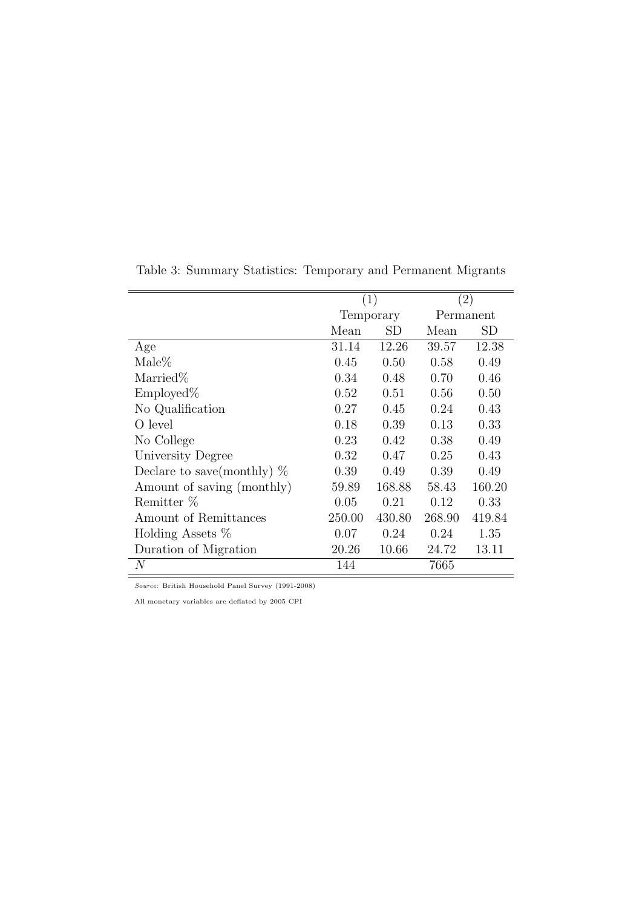Table 3: Summary Statistics: Temporary and Permanent Migrants

| | (1) | | (2) | |
|---|---|---|---|---|
| | Temporary | | Permanent | |
| | Mean | SD | Mean | SD |
| Age | 31.14 | 12.26 | 39.57 | 12.38 |
| Male% | 0.45 | 0.50 | 0.58 | 0.49 |
| Married% | 0.34 | 0.48 | 0.70 | 0.46 |
| Employed% | 0.52 | 0.51 | 0.56 | 0.50 |
| No Qualification | 0.27 | 0.45 | 0.24 | 0.43 |
| O level | 0.18 | 0.39 | 0.13 | 0.33 |
| No College | 0.23 | 0.42 | 0.38 | 0.49 |
| University Degree | 0.32 | 0.47 | 0.25 | 0.43 |
| Declare to save(monthly) % | 0.39 | 0.49 | 0.39 | 0.49 |
| Amount of saving (monthly) | 59.89 | 168.88 | 58.43 | 160.20 |
| Remitter % | 0.05 | 0.21 | 0.12 | 0.33 |
| Amount of Remittances | 250.00 | 430.80 | 268.90 | 419.84 |
| Holding Assets % | 0.07 | 0.24 | 0.24 | 1.35 |
| Duration of Migration | 20.26 | 10.66 | 24.72 | 13.11 |
| $N$ | 144 | | 7665 | |

*Source:* British Household Panel Survey (1991-2008)

All monetary variables are deflated by 2005 CPI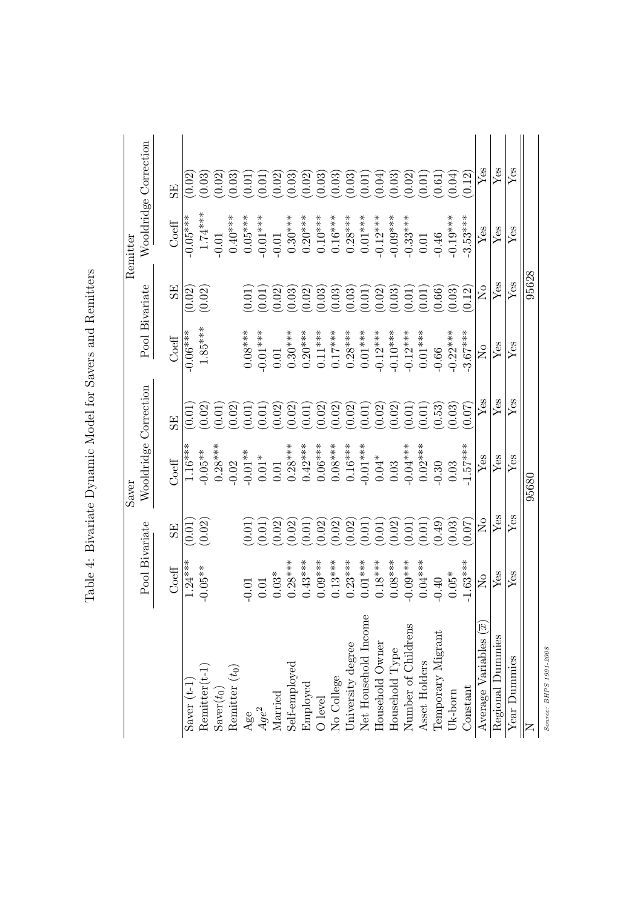Table 4: Bivariate Dynamic Model for Savers and Remitters

| | Saver | | | | Remitter | | | |
|---|---|---|---|---|---|---|---|---|
| | Pool Bivariate | | Wooldridge Correction | | Pool Bivariate | | Wooldridge Correction | |
| | Coeff | SE | Coeff | SE | Coeff | SE | Coeff | SE |
| Saver (t-1) | 1.24*** | (0.01) | 1.16*** | (0.01) | -0.06*** | (0.02) | -0.05*** | (0.02) |
| Remitter(t-1) | -0.05** | (0.02) | -0.05** | (0.02) | 1.85*** | (0.02) | 1.74*** | (0.03) |
| Saver($t_0$) | | | 0.28*** | (0.01) | | | -0.01 | (0.02) |
| Remitter ($t_0$) | | | -0.02 | (0.02) | | | 0.40*** | (0.03) |
| Age | -0.01 | (0.01) | -0.01** | (0.01) | 0.08*** | (0.01) | 0.05*** | (0.01) |
| $Age^2$ | 0.01 | (0.01) | 0.01* | (0.01) | -0.01*** | (0.01) | -0.01*** | (0.01) |
| Married | 0.03* | (0.02) | 0.01 | (0.02) | 0.01 | (0.02) | -0.01 | (0.02) |
| Self-employed | 0.28*** | (0.02) | 0.28*** | (0.02) | 0.30*** | (0.03) | 0.30*** | (0.03) |
| Employed | 0.43*** | (0.01) | 0.42*** | (0.01) | 0.20*** | (0.02) | 0.20*** | (0.02) |
| O level | 0.09*** | (0.02) | 0.06*** | (0.02) | 0.11*** | (0.03) | 0.10*** | (0.03) |
| No College | 0.13*** | (0.02) | 0.08*** | (0.02) | 0.17*** | (0.03) | 0.16*** | (0.03) |
| University degree | 0.23*** | (0.02) | 0.16*** | (0.02) | 0.28*** | (0.03) | 0.28*** | (0.03) |
| Net Household Income | 0.01*** | (0.01) | -0.01*** | (0.01) | 0.01*** | (0.01) | 0.01*** | (0.01) |
| Household Owner | 0.18*** | (0.01) | 0.04* | (0.02) | -0.12*** | (0.02) | -0.12*** | (0.04) |
| Household Type | 0.08*** | (0.02) | 0.03 | (0.02) | -0.10*** | (0.03) | -0.09*** | (0.03) |
| Number of Childrens | -0.09*** | (0.01) | -0.04*** | (0.01) | -0.12*** | (0.01) | -0.33*** | (0.02) |
| Asset Holders | 0.04*** | (0.01) | 0.02*** | (0.01) | 0.01*** | (0.01) | 0.01 | (0.01) |
| Temporary Migrant | -0.40 | (0.49) | -0.30 | (0.53) | -0.66 | (0.66) | -0.46 | (0.61) |
| Uk-born | 0.05* | (0.03) | 0.03 | (0.03) | -0.22*** | (0.03) | -0.19*** | (0.04) |
| Constant | -1.63*** | (0.07) | -1.57*** | (0.07) | -3.67*** | (0.12) | -3.53*** | (0.12) |
| Average Variables ($\overline{x}$) | No | No | Yes | Yes | No | No | Yes | Yes |
| Regional Dummies | Yes | Yes | Yes | Yes | Yes | Yes | Yes | Yes |
| Year Dummies | Yes | Yes | Yes | Yes | Yes | Yes | Yes | Yes |
| N | | | 95680 | | | 95628 | | |

*Source: BHPS 1991-2008*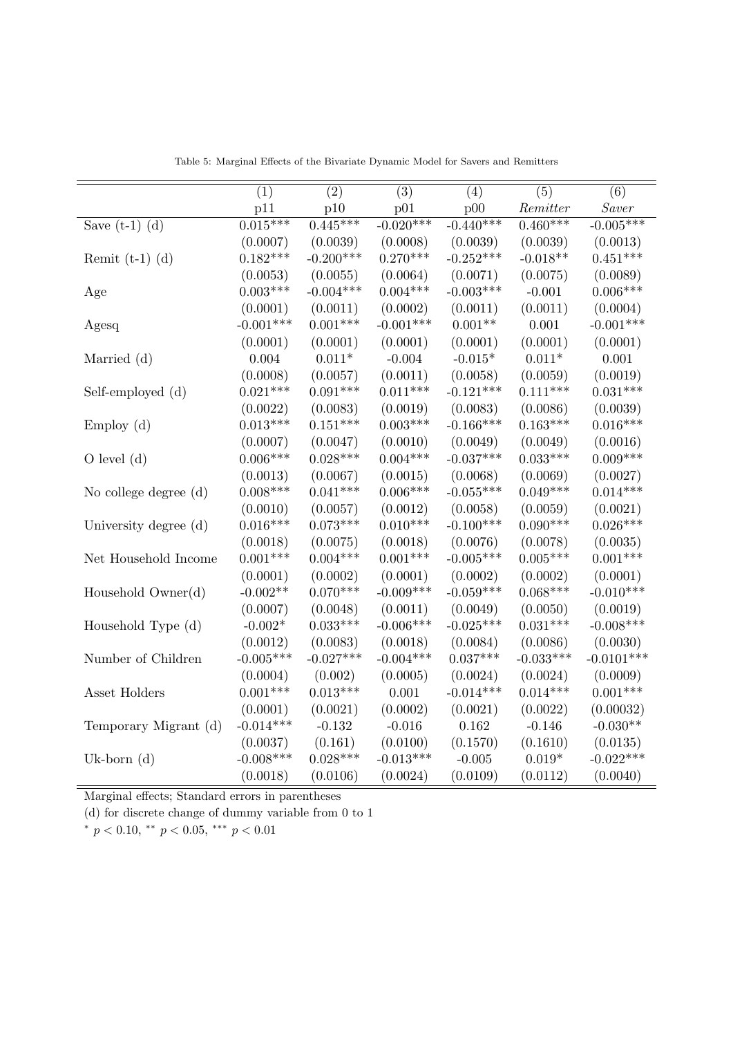Table 5: Marginal Effects of the Bivariate Dynamic Model for Savers and Remitters

| | (1) | (2) | (3) | (4) | (5) | (6) |
|---|---|---|---|---|---|---|
| | p11 | p10 | p01 | p00 | *Remitter* | *Saver* |
| Save (t-1) (d) | 0.015*** | 0.445*** | -0.020*** | -0.440*** | 0.460*** | -0.005*** |
| | (0.0007) | (0.0039) | (0.0008) | (0.0039) | (0.0039) | (0.0013) |
| Remit (t-1) (d) | 0.182*** | -0.200*** | 0.270*** | -0.252*** | -0.018** | 0.451*** |
| | (0.0053) | (0.0055) | (0.0064) | (0.0071) | (0.0075) | (0.0089) |
| Age | 0.003*** | -0.004*** | 0.004*** | -0.003*** | -0.001 | 0.006*** |
| | (0.0001) | (0.0011) | (0.0002) | (0.0011) | (0.0011) | (0.0004) |
| Agesq | -0.001*** | 0.001*** | -0.001*** | 0.001** | 0.001 | -0.001*** |
| | (0.0001) | (0.0001) | (0.0001) | (0.0001) | (0.0001) | (0.0001) |
| Married (d) | 0.004 | 0.011* | -0.004 | -0.015* | 0.011* | 0.001 |
| | (0.0008) | (0.0057) | (0.0011) | (0.0058) | (0.0059) | (0.0019) |
| Self-employed (d) | 0.021*** | 0.091*** | 0.011*** | -0.121*** | 0.111*** | 0.031*** |
| | (0.0022) | (0.0083) | (0.0019) | (0.0083) | (0.0086) | (0.0039) |
| Employ (d) | 0.013*** | 0.151*** | 0.003*** | -0.166*** | 0.163*** | 0.016*** |
| | (0.0007) | (0.0047) | (0.0010) | (0.0049) | (0.0049) | (0.0016) |
| O level (d) | 0.006*** | 0.028*** | 0.004*** | -0.037*** | 0.033*** | 0.009*** |
| | (0.0013) | (0.0067) | (0.0015) | (0.0068) | (0.0069) | (0.0027) |
| No college degree (d) | 0.008*** | 0.041*** | 0.006*** | -0.055*** | 0.049*** | 0.014*** |
| | (0.0010) | (0.0057) | (0.0012) | (0.0058) | (0.0059) | (0.0021) |
| University degree (d) | 0.016*** | 0.073*** | 0.010*** | -0.100*** | 0.090*** | 0.026*** |
| | (0.0018) | (0.0075) | (0.0018) | (0.0076) | (0.0078) | (0.0035) |
| Net Household Income | 0.001*** | 0.004*** | 0.001*** | -0.005*** | 0.005*** | 0.001*** |
| | (0.0001) | (0.0002) | (0.0001) | (0.0002) | (0.0002) | (0.0001) |
| Household Owner(d) | -0.002** | 0.070*** | -0.009*** | -0.059*** | 0.068*** | -0.010*** |
| | (0.0007) | (0.0048) | (0.0011) | (0.0049) | (0.0050) | (0.0019) |
| Household Type (d) | -0.002* | 0.033*** | -0.006*** | -0.025*** | 0.031*** | -0.008*** |
| | (0.0012) | (0.0083) | (0.0018) | (0.0084) | (0.0086) | (0.0030) |
| Number of Children | -0.005*** | -0.027*** | -0.004*** | 0.037*** | -0.033*** | -0.0101*** |
| | (0.0004) | (0.002) | (0.0005) | (0.0024) | (0.0024) | (0.0009) |
| Asset Holders | 0.001*** | 0.013*** | 0.001 | -0.014*** | 0.014*** | 0.001*** |
| | (0.0001) | (0.0021) | (0.0002) | (0.0021) | (0.0022) | (0.00032) |
| Temporary Migrant (d) | -0.014*** | -0.132 | -0.016 | 0.162 | -0.146 | -0.030** |
| | (0.0037) | (0.161) | (0.0100) | (0.1570) | (0.1610) | (0.0135) |
| Uk-born (d) | -0.008*** | 0.028*** | -0.013*** | -0.005 | 0.019* | -0.022*** |
| | (0.0018) | (0.0106) | (0.0024) | (0.0109) | (0.0112) | (0.0040) |

Marginal effects; Standard errors in parentheses

(d) for discrete change of dummy variable from 0 to 1

* $p < 0.10$, ** $p < 0.05$, *** $p < 0.01$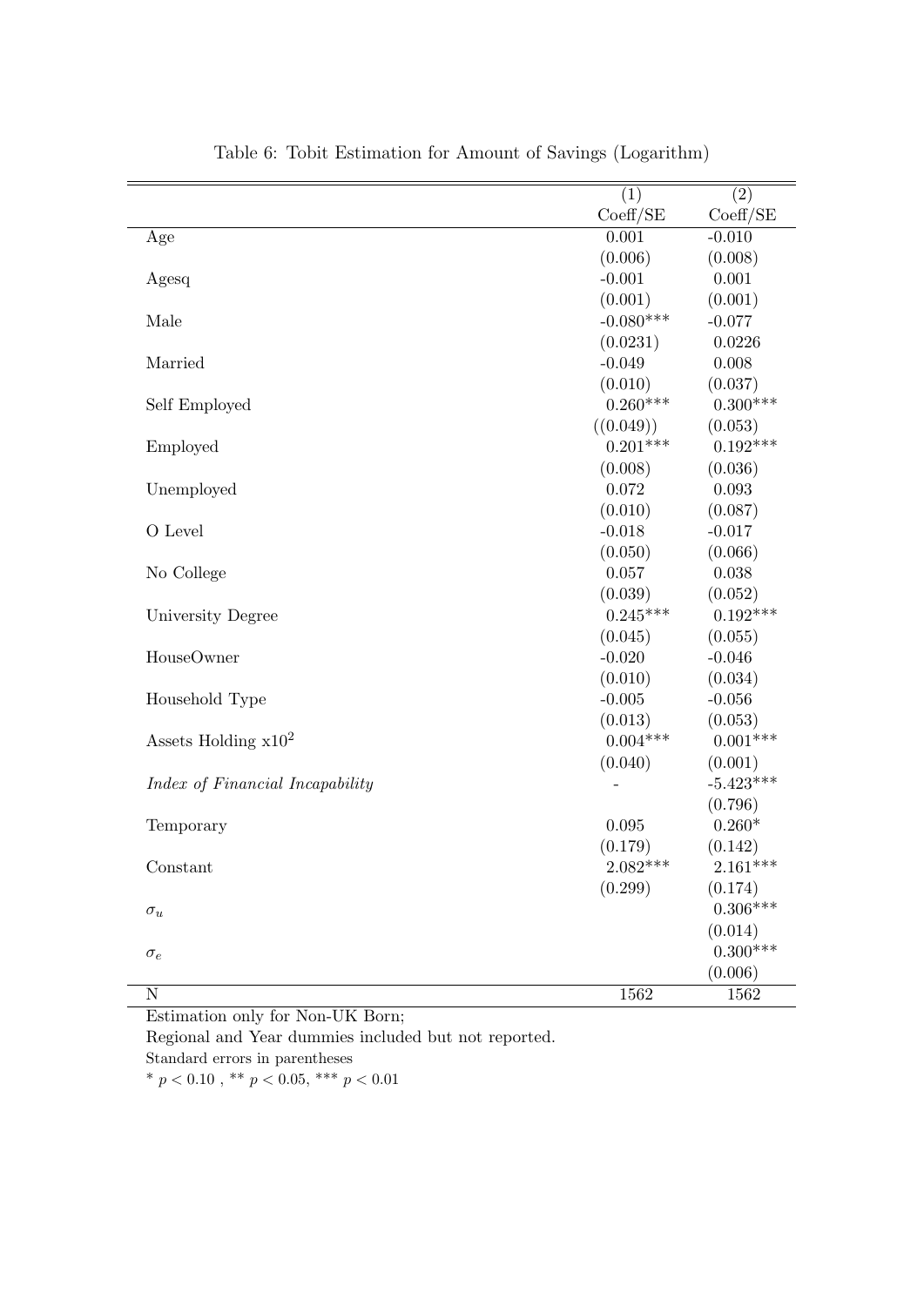Table 6: Tobit Estimation for Amount of Savings (Logarithm)

| | (1) | (2) |
|---|---|---|
| | Coeff/SE | Coeff/SE |
| Age | 0.001 | -0.010 |
| | (0.006) | (0.008) |
| Agesq | -0.001 | 0.001 |
| | (0.001) | (0.001) |
| Male | -0.080*** | -0.077 |
| | (0.0231) | 0.0226 |
| Married | -0.049 | 0.008 |
| | (0.010) | (0.037) |
| Self Employed | 0.260*** | 0.300*** |
| | ((0.049)) | (0.053) |
| Employed | 0.201*** | 0.192*** |
| | (0.008) | (0.036) |
| Unemployed | 0.072 | 0.093 |
| | (0.010) | (0.087) |
| O Level | -0.018 | -0.017 |
| | (0.050) | (0.066) |
| No College | 0.057 | 0.038 |
| | (0.039) | (0.052) |
| University Degree | 0.245*** | 0.192*** |
| | (0.045) | (0.055) |
| HouseOwner | -0.020 | -0.046 |
| | (0.010) | (0.034) |
| Household Type | -0.005 | -0.056 |
| | (0.013) | (0.053) |
| Assets Holding x$10^2$ | 0.004*** | 0.001*** |
| | (0.040) | (0.001) |
| *Index of Financial Incapability* | - | -5.423*** |
| | | (0.796) |
| Temporary | 0.095 | 0.260* |
| | (0.179) | (0.142) |
| Constant | 2.082*** | 2.161*** |
| | (0.299) | (0.174) |
| $\sigma_u$ | | 0.306*** |
| | | (0.014) |
| $\sigma_e$ | | 0.300*** |
| | | (0.006) |
| N | 1562 | 1562 |

Estimation only for Non-UK Born;

Regional and Year dummies included but not reported.

Standard errors in parentheses

* $p < 0.10$ , ** $p < 0.05$, *** $p < 0.01$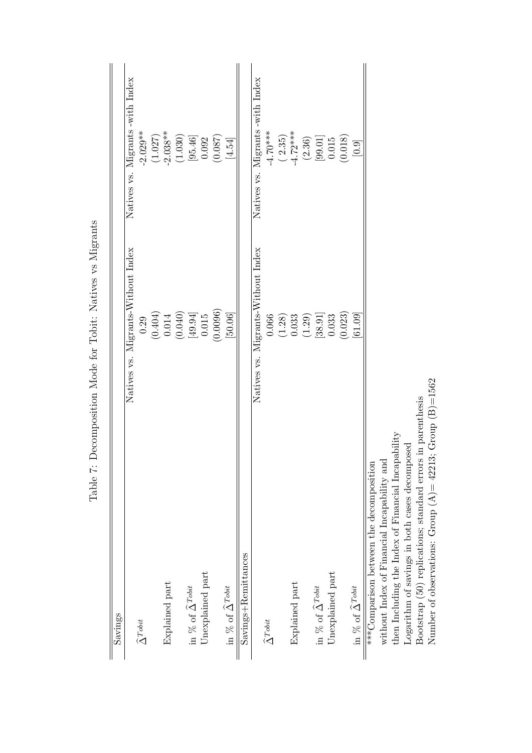Table 7: Decomposition Mode for Tobit: Natives vs Migrants

| Savings | Natives vs. Migrants-Without Index | Natives vs. Migrants -with Index |
|---|---|---|
| $\widehat{\Delta}^{Tobit}$ | 0.29 | -2.029** |
| | (0.404) | (1.027) |
| Explained part | 0.014 | -2.038** |
| | (0.040) | (1.030) |
| in % of $\widehat{\Delta}^{Tobit}$ | [49.94] | [95.46] |
| Unexplained part | 0.015 | 0.092 |
| | (0.0096) | (0.087) |
| in % of $\widehat{\Delta}^{Tobit}$ | [50.06] | [4.54] |
| **Savings+Remittances** | **Natives vs. Migrants-Without Index** | **Natives vs. Migrants -with Index** |
| $\widehat{\Delta}^{Tobit}$ | 0.066 | -4.70*** |
| | (1.28) | ( 2.35) |
| Explained part | 0.033 | -4.72*** |
| | (1.29) | (2.36) |
| in % of $\widehat{\Delta}^{Tobit}$ | [38.91] | [99.01] |
| Unexplained part | 0.033 | 0.015 |
| | (0.023) | (0.018) |
| in % of $\widehat{\Delta}^{Tobit}$ | [61.09] | [0.9] |

***Comparison between the decomposition without Index of Financial Incapability and then Including the Index of Financial Incapability
Logarithm of savings in both cases decomposed
Bootstrap (50) replications; standard errors in parenthesis
Number of observations: Group (A)= 42213; Group (B)=1562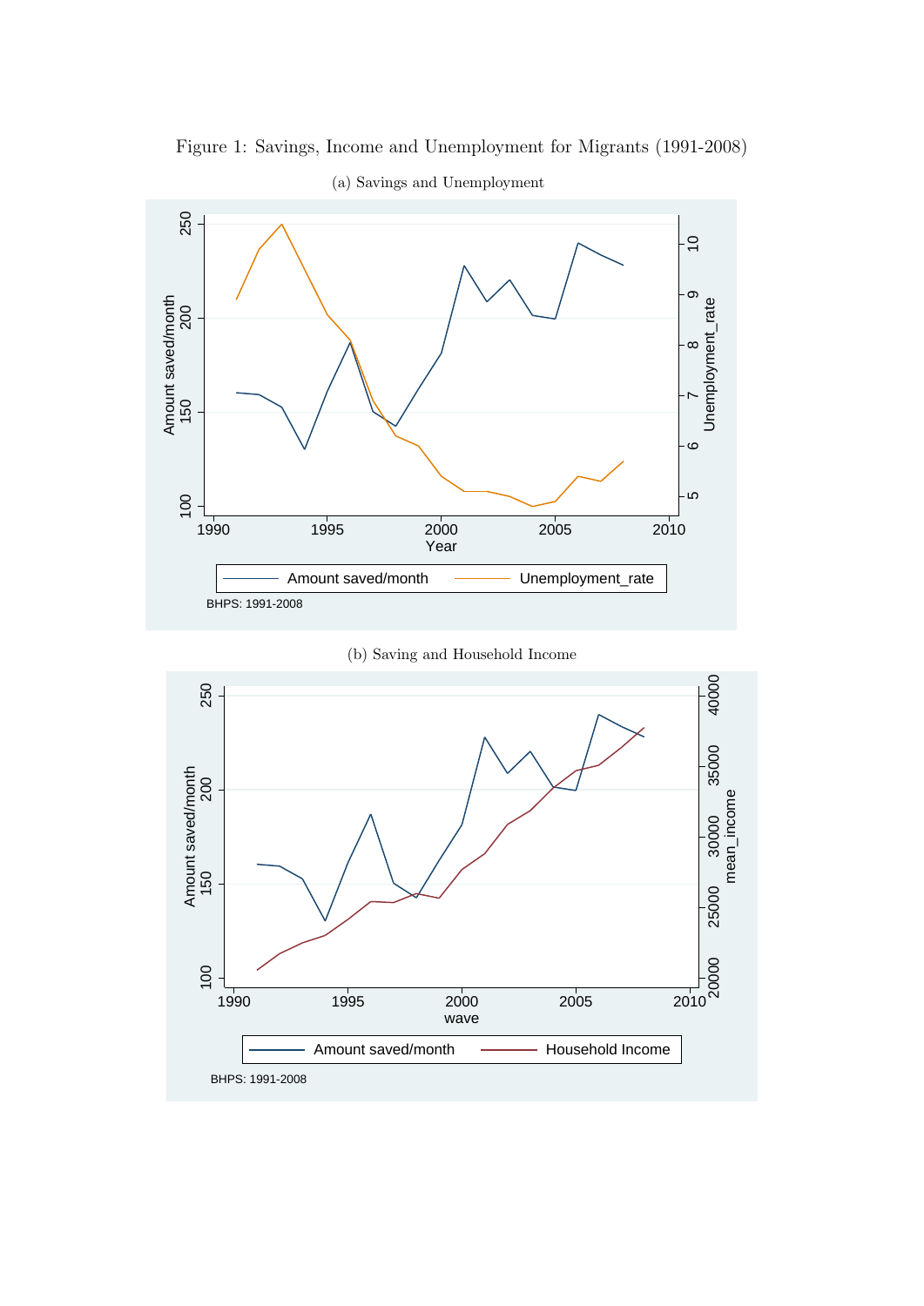Figure 1: Savings, Income and Unemployment for Migrants (1991-2008)

(a) Savings and Unemployment

(b) Saving and Household Income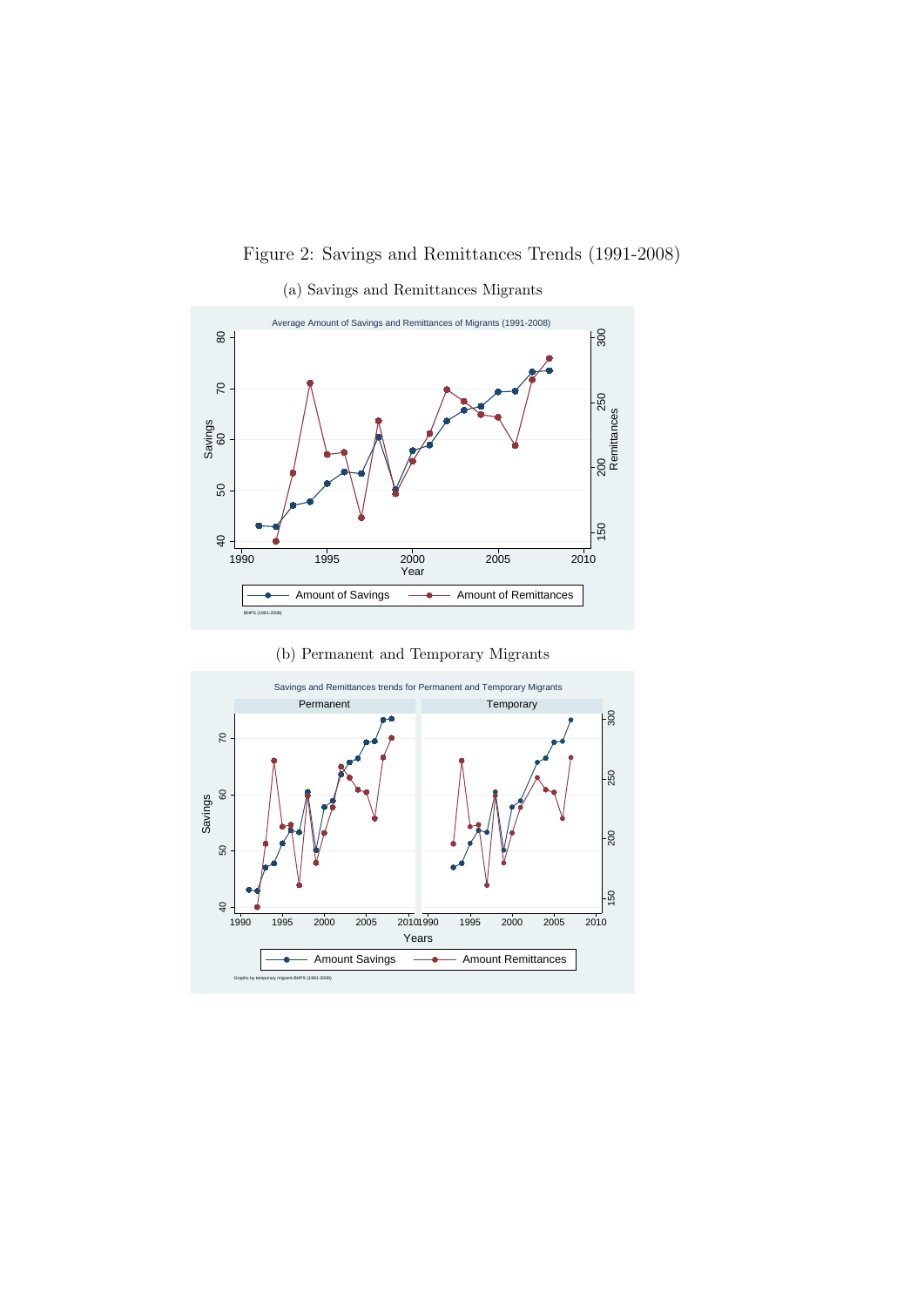Figure 2: Savings and Remittances Trends (1991-2008)

(a) Savings and Remittances Migrants

(b) Permanent and Temporary Migrants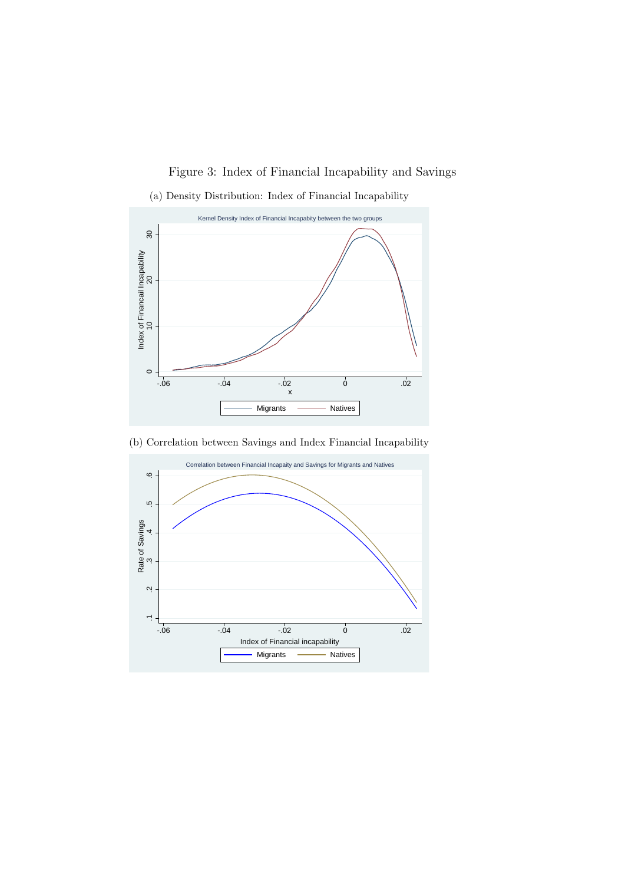Figure 3: Index of Financial Incapability and Savings

(a) Density Distribution: Index of Financial Incapability

Kernel Density Index of Financial Incapabity between the two groups

Index of Financail Incapability

0
10
20
30

-.06
-.04
-.02
0
.02

x

Migrants
Natives

(b) Correlation between Savings and Index Financial Incapability

Correlation between Financial Incapaity and Savings for Migrants and Natives

Rate of Savings

.1
.2
.3
.4
.5
.6

-.06
-.04
-.02
0
.02

Index of Financial incapability

Migrants
Natives